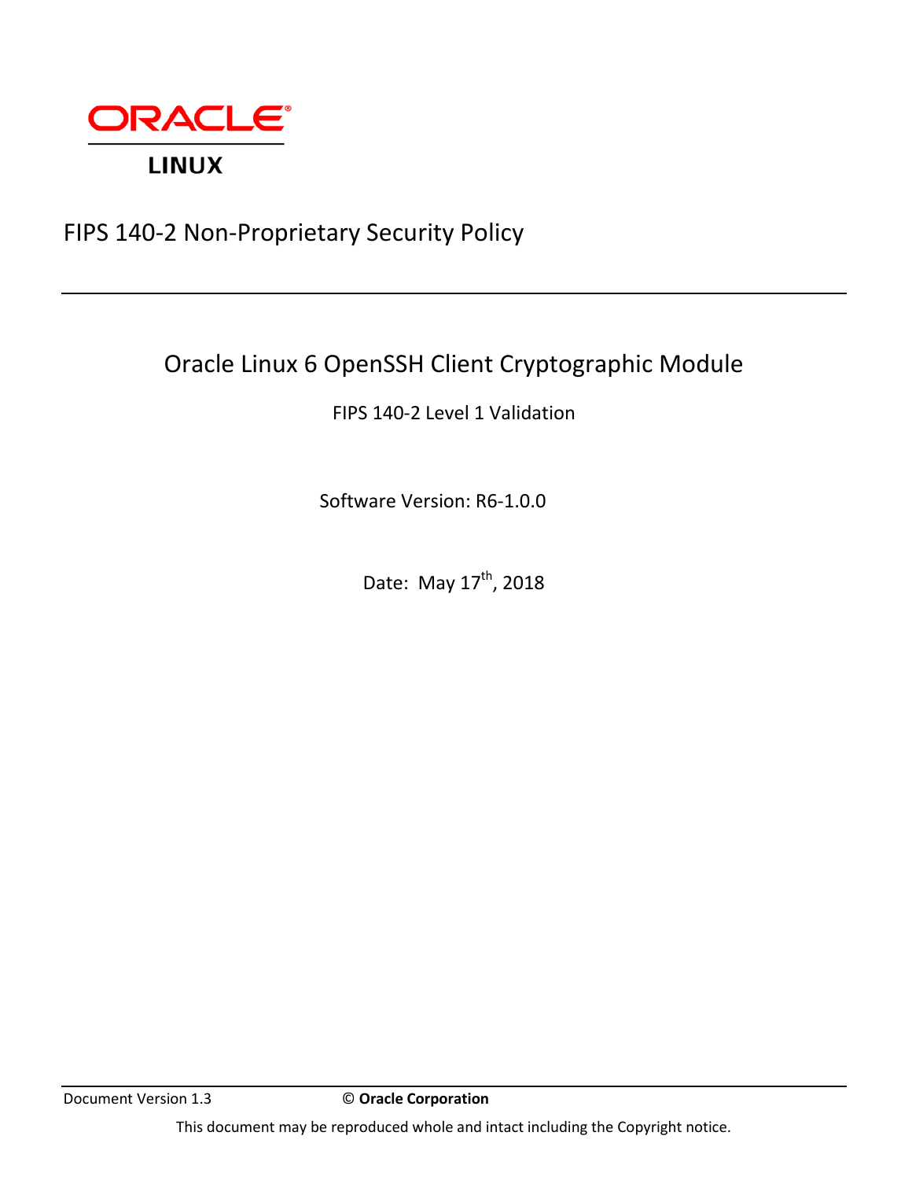ORACLE

LINUX

# FIPS 140-2 Non-Proprietary Security Policy

## Oracle Linux 6 OpenSSH Client Cryptographic Module

FIPS 140-2 Level 1 Validation

Software Version: R6-1.0.0

Date: May 17th, 2018

Document Version 1.3 © **Oracle Corporation**

This document may be reproduced whole and intact including the Copyright notice.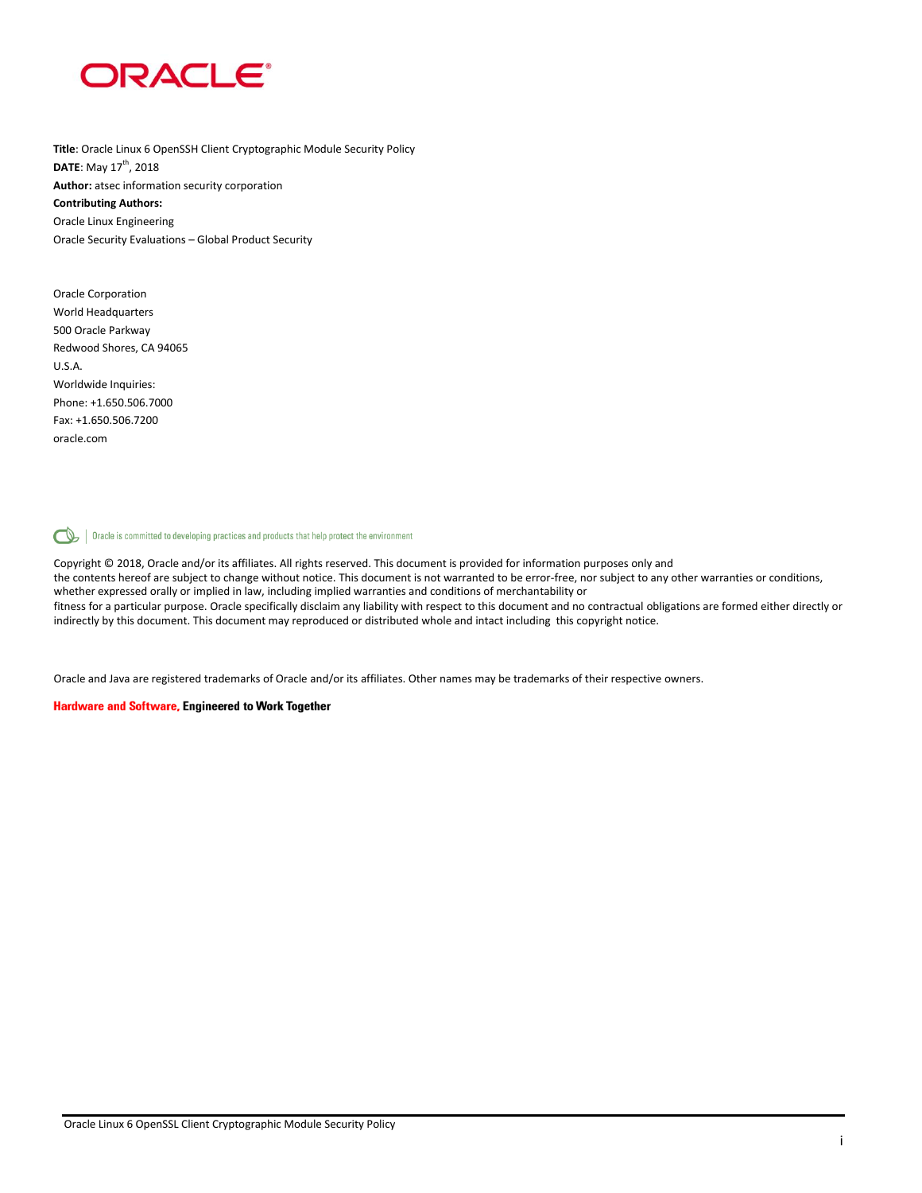**Title**: Oracle Linux 6 OpenSSH Client Cryptographic Module Security Policy

**DATE**: May 17th, 2018

**Author:** atsec information security corporation

**Contributing Authors:**

Oracle Linux Engineering

Oracle Security Evaluations – Global Product Security

Oracle Corporation

World Headquarters

500 Oracle Parkway

Redwood Shores, CA 94065

U.S.A.

Worldwide Inquiries:

Phone: +1.650.506.7000

Fax: +1.650.506.7200

oracle.com

Oracle is committed to developing practices and products that help protect the environment

Copyright © 2018, Oracle and/or its affiliates. All rights reserved. This document is provided for information purposes only and the contents hereof are subject to change without notice. This document is not warranted to be error-free, nor subject to any other warranties or conditions, whether expressed orally or implied in law, including implied warranties and conditions of merchantability or fitness for a particular purpose. Oracle specifically disclaim any liability with respect to this document and no contractual obligations are formed either directly or indirectly by this document. This document may reproduced or distributed whole and intact including this copyright notice.

Oracle and Java are registered trademarks of Oracle and/or its affiliates. Other names may be trademarks of their respective owners.

**Hardware and Software, Engineered to Work Together**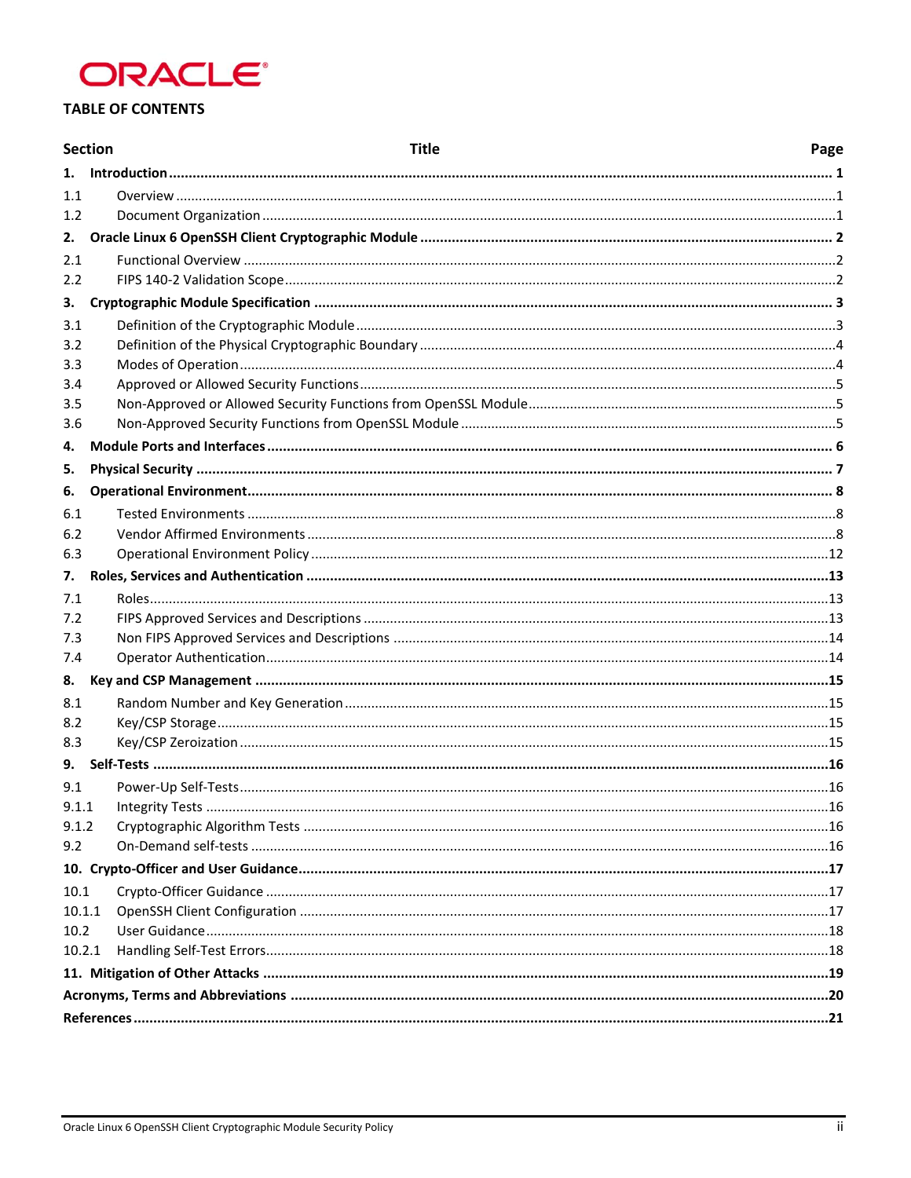ORACLE

**TABLE OF CONTENTS**

| Section | Title | Page |
|---|---|---|
| **1.** | **Introduction** | **1** |
| 1.1 | Overview | 1 |
| 1.2 | Document Organization | 1 |
| **2.** | **Oracle Linux 6 OpenSSH Client Cryptographic Module** | **2** |
| 2.1 | Functional Overview | 2 |
| 2.2 | FIPS 140-2 Validation Scope | 2 |
| **3.** | **Cryptographic Module Specification** | **3** |
| 3.1 | Definition of the Cryptographic Module | 3 |
| 3.2 | Definition of the Physical Cryptographic Boundary | 4 |
| 3.3 | Modes of Operation | 4 |
| 3.4 | Approved or Allowed Security Functions | 5 |
| 3.5 | Non-Approved or Allowed Security Functions from OpenSSL Module | 5 |
| 3.6 | Non-Approved Security Functions from OpenSSL Module | 5 |
| **4.** | **Module Ports and Interfaces** | **6** |
| **5.** | **Physical Security** | **7** |
| **6.** | **Operational Environment** | **8** |
| 6.1 | Tested Environments | 8 |
| 6.2 | Vendor Affirmed Environments | 8 |
| 6.3 | Operational Environment Policy | 12 |
| **7.** | **Roles, Services and Authentication** | **13** |
| 7.1 | Roles | 13 |
| 7.2 | FIPS Approved Services and Descriptions | 13 |
| 7.3 | Non FIPS Approved Services and Descriptions | 14 |
| 7.4 | Operator Authentication | 14 |
| **8.** | **Key and CSP Management** | **15** |
| 8.1 | Random Number and Key Generation | 15 |
| 8.2 | Key/CSP Storage | 15 |
| 8.3 | Key/CSP Zeroization | 15 |
| **9.** | **Self-Tests** | **16** |
| 9.1 | Power-Up Self-Tests | 16 |
| 9.1.1 | Integrity Tests | 16 |
| 9.1.2 | Cryptographic Algorithm Tests | 16 |
| 9.2 | On-Demand self-tests | 16 |
| **10.** | **Crypto-Officer and User Guidance** | **17** |
| 10.1 | Crypto-Officer Guidance | 17 |
| 10.1.1 | OpenSSH Client Configuration | 17 |
| 10.2 | User Guidance | 18 |
| 10.2.1 | Handling Self-Test Errors | 18 |
| **11.** | **Mitigation of Other Attacks** | **19** |
| | **Acronyms, Terms and Abbreviations** | **20** |
| | **References** | **21** |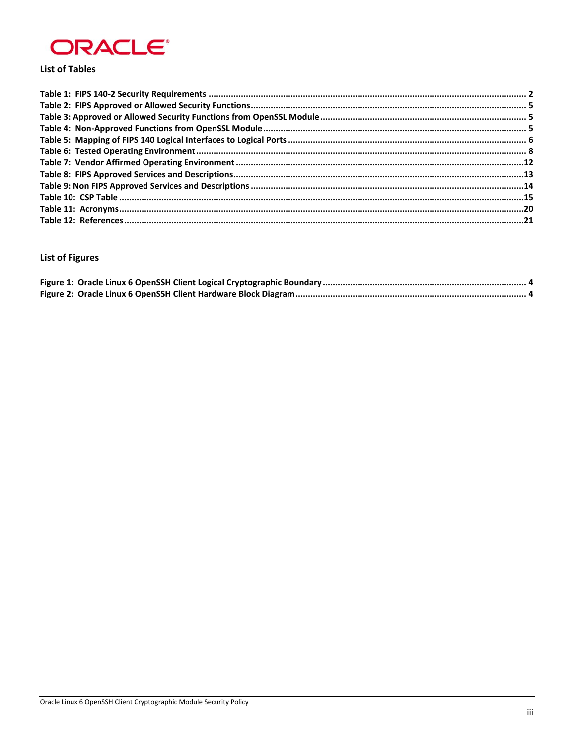## List of Tables

Table 1: FIPS 140-2 Security Requirements .............................................................................................................. 2
Table 2: FIPS Approved or Allowed Security Functions............................................................................................. 5
Table 3: Approved or Allowed Security Functions from OpenSSL Module .................................................................. 5
Table 4: Non-Approved Functions from OpenSSL Module......................................................................................... 5
Table 5: Mapping of FIPS 140 Logical Interfaces to Logical Ports ............................................................................... 6
Table 6: Tested Operating Environment.................................................................................................................... 8
Table 7: Vendor Affirmed Operating Environment ..................................................................................................12
Table 8: FIPS Approved Services and Descriptions...................................................................................................13
Table 9: Non FIPS Approved Services and Descriptions ............................................................................................14
Table 10: CSP Table ................................................................................................................................................15
Table 11: Acronyms.................................................................................................................................................20
Table 12: References ..............................................................................................................................................21

## List of Figures

Figure 1: Oracle Linux 6 OpenSSH Client Logical Cryptographic Boundary ................................................................. 4
Figure 2: Oracle Linux 6 OpenSSH Client Hardware Block Diagram............................................................................ 4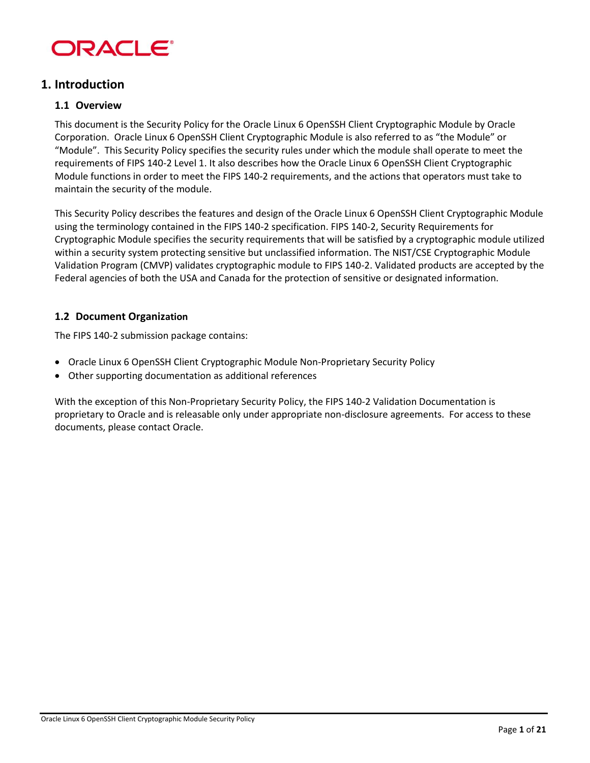# 1. Introduction

## 1.1 Overview

This document is the Security Policy for the Oracle Linux 6 OpenSSH Client Cryptographic Module by Oracle Corporation. Oracle Linux 6 OpenSSH Client Cryptographic Module is also referred to as "the Module" or "Module". This Security Policy specifies the security rules under which the module shall operate to meet the requirements of FIPS 140-2 Level 1. It also describes how the Oracle Linux 6 OpenSSH Client Cryptographic Module functions in order to meet the FIPS 140-2 requirements, and the actions that operators must take to maintain the security of the module.

This Security Policy describes the features and design of the Oracle Linux 6 OpenSSH Client Cryptographic Module using the terminology contained in the FIPS 140-2 specification. FIPS 140-2, Security Requirements for Cryptographic Module specifies the security requirements that will be satisfied by a cryptographic module utilized within a security system protecting sensitive but unclassified information. The NIST/CSE Cryptographic Module Validation Program (CMVP) validates cryptographic module to FIPS 140-2. Validated products are accepted by the Federal agencies of both the USA and Canada for the protection of sensitive or designated information.

## 1.2 Document Organization

The FIPS 140-2 submission package contains:

- Oracle Linux 6 OpenSSH Client Cryptographic Module Non-Proprietary Security Policy
- Other supporting documentation as additional references

With the exception of this Non-Proprietary Security Policy, the FIPS 140-2 Validation Documentation is proprietary to Oracle and is releasable only under appropriate non-disclosure agreements. For access to these documents, please contact Oracle.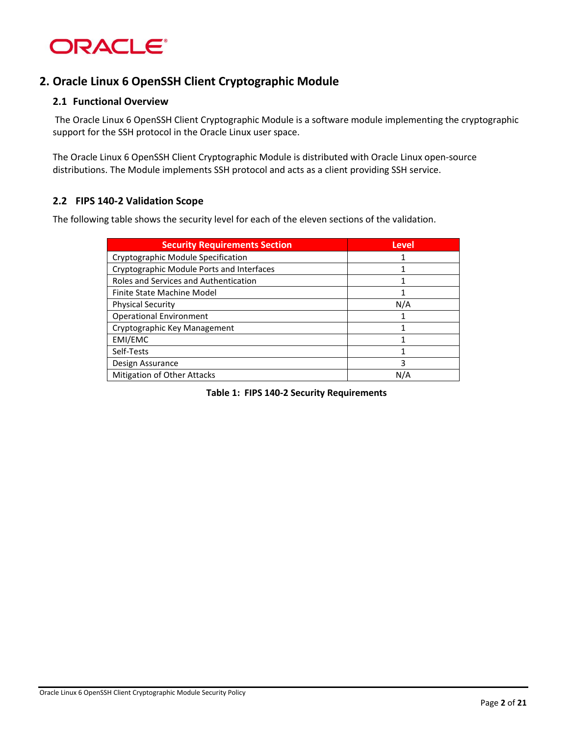## 2. Oracle Linux 6 OpenSSH Client Cryptographic Module

### 2.1 Functional Overview

The Oracle Linux 6 OpenSSH Client Cryptographic Module is a software module implementing the cryptographic support for the SSH protocol in the Oracle Linux user space.

The Oracle Linux 6 OpenSSH Client Cryptographic Module is distributed with Oracle Linux open-source distributions. The Module implements SSH protocol and acts as a client providing SSH service.

### 2.2 FIPS 140-2 Validation Scope

The following table shows the security level for each of the eleven sections of the validation.

| Security Requirements Section | Level |
|---|---|
| Cryptographic Module Specification | 1 |
| Cryptographic Module Ports and Interfaces | 1 |
| Roles and Services and Authentication | 1 |
| Finite State Machine Model | 1 |
| Physical Security | N/A |
| Operational Environment | 1 |
| Cryptographic Key Management | 1 |
| EMI/EMC | 1 |
| Self-Tests | 1 |
| Design Assurance | 3 |
| Mitigation of Other Attacks | N/A |

**Table 1: FIPS 140-2 Security Requirements**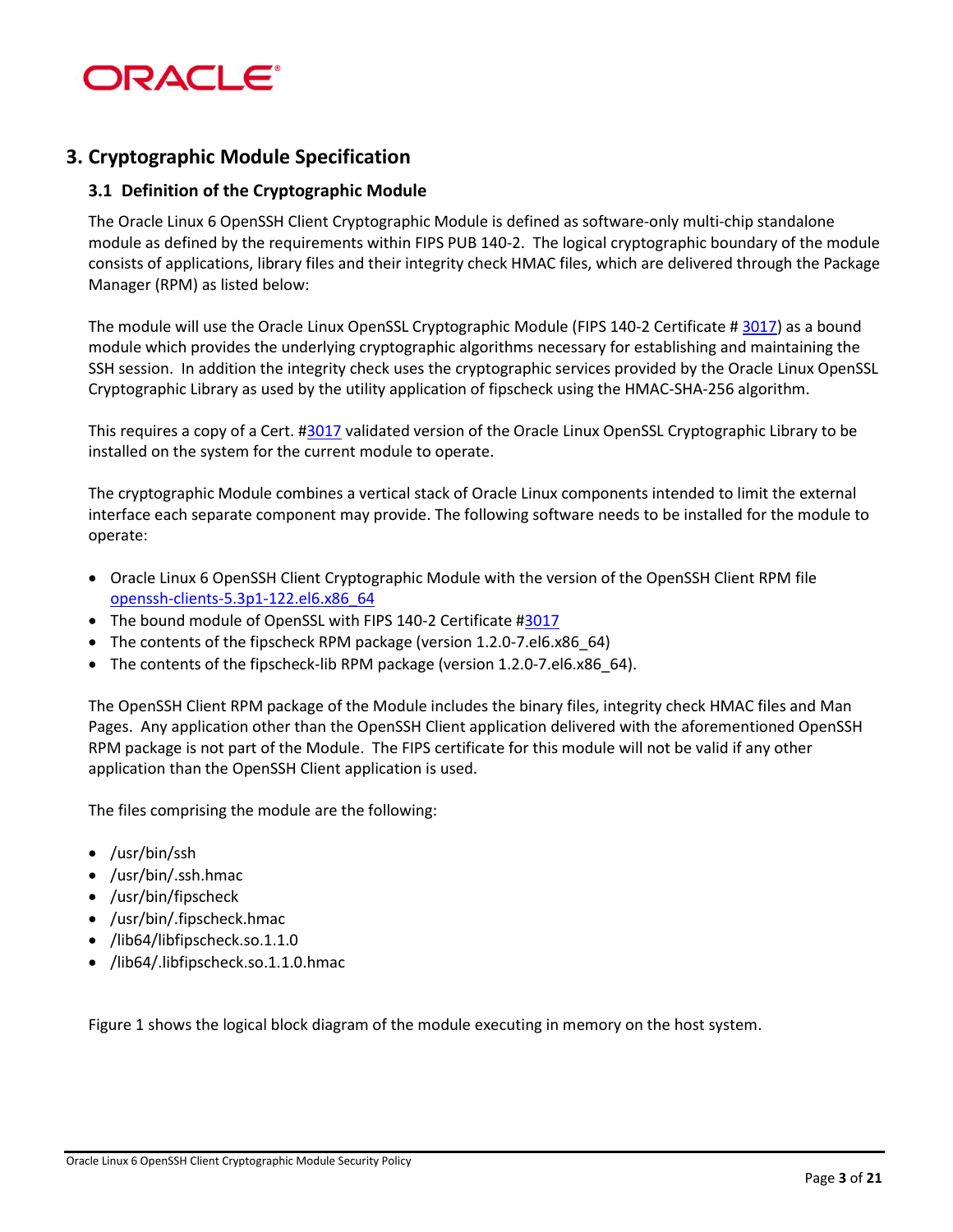## 3. Cryptographic Module Specification

### 3.1 Definition of the Cryptographic Module

The Oracle Linux 6 OpenSSH Client Cryptographic Module is defined as software-only multi-chip standalone module as defined by the requirements within FIPS PUB 140-2. The logical cryptographic boundary of the module consists of applications, library files and their integrity check HMAC files, which are delivered through the Package Manager (RPM) as listed below:

The module will use the Oracle Linux OpenSSL Cryptographic Module (FIPS 140-2 Certificate # 3017) as a bound module which provides the underlying cryptographic algorithms necessary for establishing and maintaining the SSH session. In addition the integrity check uses the cryptographic services provided by the Oracle Linux OpenSSL Cryptographic Library as used by the utility application of fipscheck using the HMAC-SHA-256 algorithm.

This requires a copy of a Cert. #3017 validated version of the Oracle Linux OpenSSL Cryptographic Library to be installed on the system for the current module to operate.

The cryptographic Module combines a vertical stack of Oracle Linux components intended to limit the external interface each separate component may provide. The following software needs to be installed for the module to operate:

- Oracle Linux 6 OpenSSH Client Cryptographic Module with the version of the OpenSSH Client RPM file openssh-clients-5.3p1-122.el6.x86_64
- The bound module of OpenSSL with FIPS 140-2 Certificate #3017
- The contents of the fipscheck RPM package (version 1.2.0-7.el6.x86_64)
- The contents of the fipscheck-lib RPM package (version 1.2.0-7.el6.x86_64).

The OpenSSH Client RPM package of the Module includes the binary files, integrity check HMAC files and Man Pages. Any application other than the OpenSSH Client application delivered with the aforementioned OpenSSH RPM package is not part of the Module. The FIPS certificate for this module will not be valid if any other application than the OpenSSH Client application is used.

The files comprising the module are the following:

- /usr/bin/ssh
- /usr/bin/.ssh.hmac
- /usr/bin/fipscheck
- /usr/bin/.fipscheck.hmac
- /lib64/libfipscheck.so.1.1.0
- /lib64/.libfipscheck.so.1.1.0.hmac

Figure 1 shows the logical block diagram of the module executing in memory on the host system.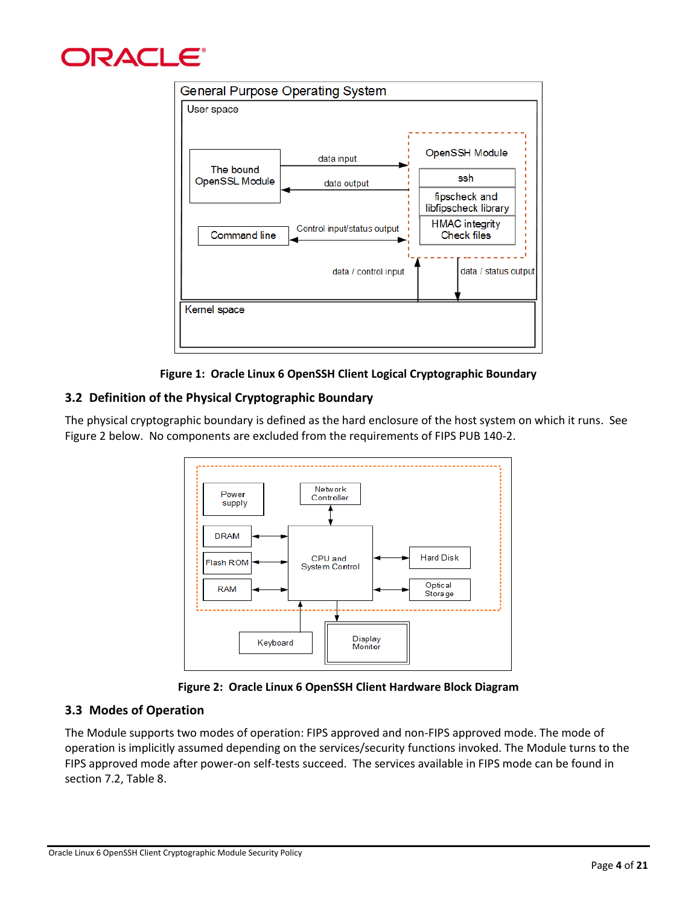General Purpose Operating System

User space

The bound OpenSSL Module

data input

data output

OpenSSH Module

ssh

fipscheck and libfipscheck library

HMAC integrity Check files

Command line

Control input/status output

data / control input

data / status output

Kernel space

**Figure 1: Oracle Linux 6 OpenSSH Client Logical Cryptographic Boundary**

## 3.2 Definition of the Physical Cryptographic Boundary

The physical cryptographic boundary is defined as the hard enclosure of the host system on which it runs. See Figure 2 below. No components are excluded from the requirements of FIPS PUB 140-2.

Power supply

Network Controller

DRAM

Flash ROM

RAM

CPU and System Control

Hard Disk

Optical Storage

Keyboard

Display Monitor

**Figure 2: Oracle Linux 6 OpenSSH Client Hardware Block Diagram**

## 3.3 Modes of Operation

The Module supports two modes of operation: FIPS approved and non-FIPS approved mode. The mode of operation is implicitly assumed depending on the services/security functions invoked. The Module turns to the FIPS approved mode after power-on self-tests succeed. The services available in FIPS mode can be found in section 7.2, Table 8.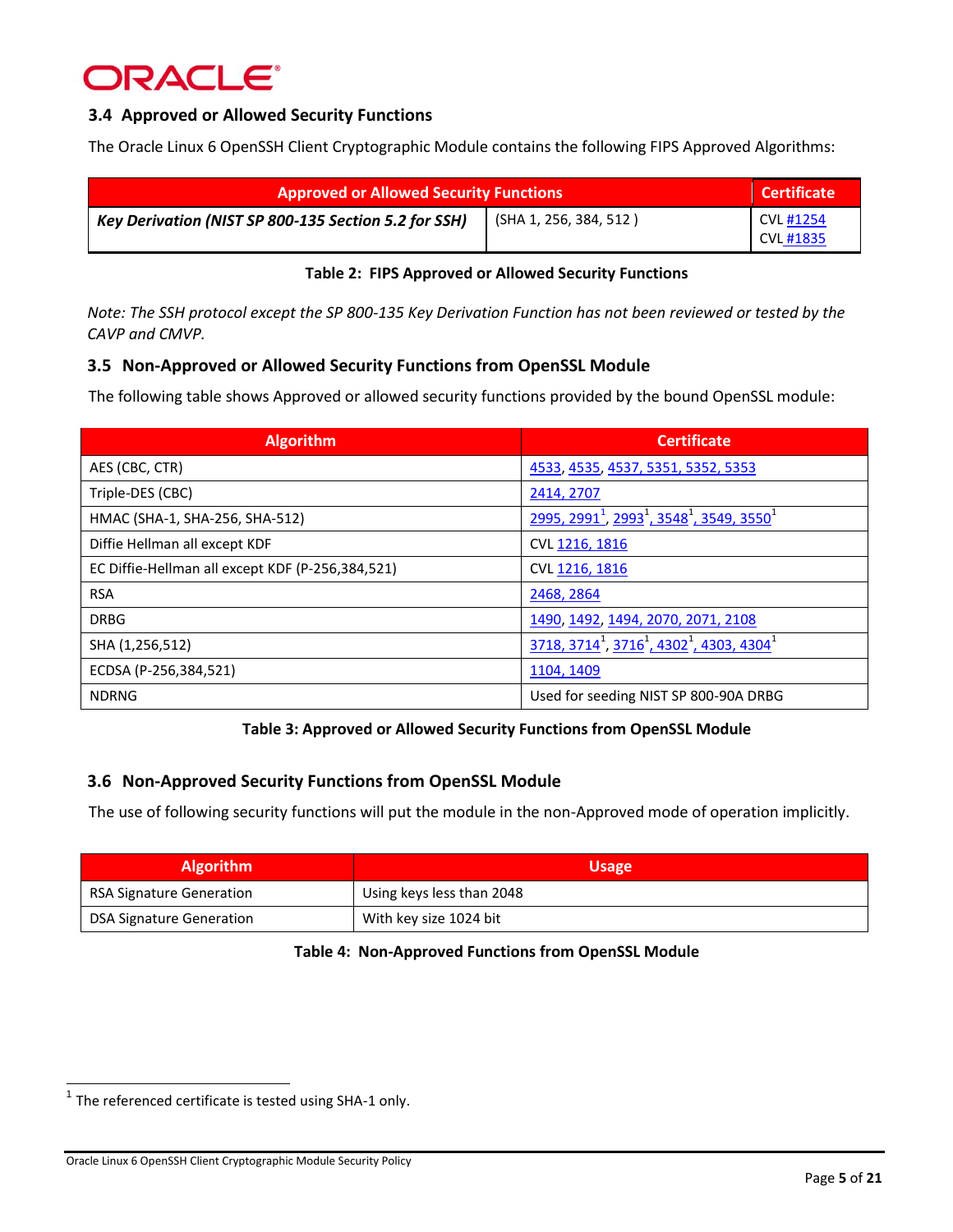### 3.4 Approved or Allowed Security Functions

The Oracle Linux 6 OpenSSH Client Cryptographic Module contains the following FIPS Approved Algorithms:

| Approved or Allowed Security Functions | | Certificate |
|---|---|---|
| ***Key Derivation (NIST SP 800-135 Section 5.2 for SSH)*** | (SHA 1, 256, 384, 512 ) | CVL #1254<br>CVL #1835 |

**Table 2: FIPS Approved or Allowed Security Functions**

*Note: The SSH protocol except the SP 800-135 Key Derivation Function has not been reviewed or tested by the CAVP and CMVP.*

### 3.5 Non-Approved or Allowed Security Functions from OpenSSL Module

The following table shows Approved or allowed security functions provided by the bound OpenSSL module:

| Algorithm | Certificate |
|---|---|
| AES (CBC, CTR) | 4533, 4535, 4537, 5351, 5352, 5353 |
| Triple-DES (CBC) | 2414, 2707 |
| HMAC (SHA-1, SHA-256, SHA-512) | 2995, 2991[1], 2993[1], 3548[1], 3549, 3550[1] |
| Diffie Hellman all except KDF | CVL 1216, 1816 |
| EC Diffie-Hellman all except KDF (P-256,384,521) | CVL 1216, 1816 |
| RSA | 2468, 2864 |
| DRBG | 1490, 1492, 1494, 2070, 2071, 2108 |
| SHA (1,256,512) | 3718, 3714[1], 3716[1], 4302[1], 4303, 4304[1] |
| ECDSA (P-256,384,521) | 1104, 1409 |
| NDRNG | Used for seeding NIST SP 800-90A DRBG |

**Table 3: Approved or Allowed Security Functions from OpenSSL Module**

### 3.6 Non-Approved Security Functions from OpenSSL Module

The use of following security functions will put the module in the non-Approved mode of operation implicitly.

| Algorithm | Usage |
|---|---|
| RSA Signature Generation | Using keys less than 2048 |
| DSA Signature Generation | With key size 1024 bit |

**Table 4: Non-Approved Functions from OpenSSL Module**

[1] The referenced certificate is tested using SHA-1 only.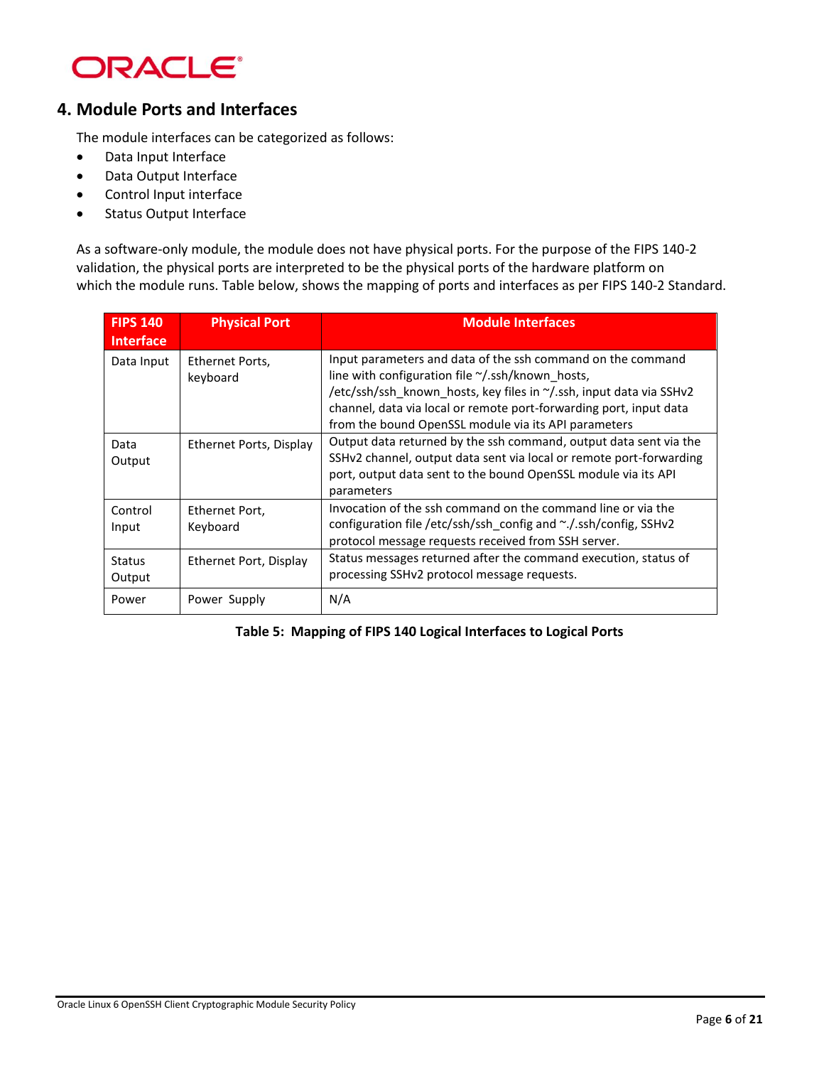## 4. Module Ports and Interfaces

The module interfaces can be categorized as follows:

- Data Input Interface
- Data Output Interface
- Control Input interface
- Status Output Interface

As a software-only module, the module does not have physical ports. For the purpose of the FIPS 140-2 validation, the physical ports are interpreted to be the physical ports of the hardware platform on which the module runs. Table below, shows the mapping of ports and interfaces as per FIPS 140-2 Standard.

| FIPS 140 Interface | Physical Port | Module Interfaces |
|---|---|---|
| Data Input | Ethernet Ports, keyboard | Input parameters and data of the ssh command on the command line with configuration file ~/.ssh/known_hosts, /etc/ssh/ssh_known_hosts, key files in ~/.ssh, input data via SSHv2 channel, data via local or remote port-forwarding port, input data from the bound OpenSSL module via its API parameters |
| Data Output | Ethernet Ports, Display | Output data returned by the ssh command, output data sent via the SSHv2 channel, output data sent via local or remote port-forwarding port, output data sent to the bound OpenSSL module via its API parameters |
| Control Input | Ethernet Port, Keyboard | Invocation of the ssh command on the command line or via the configuration file /etc/ssh/ssh_config and ~./.ssh/config, SSHv2 protocol message requests received from SSH server. |
| Status Output | Ethernet Port, Display | Status messages returned after the command execution, status of processing SSHv2 protocol message requests. |
| Power | Power Supply | N/A |

**Table 5: Mapping of FIPS 140 Logical Interfaces to Logical Ports**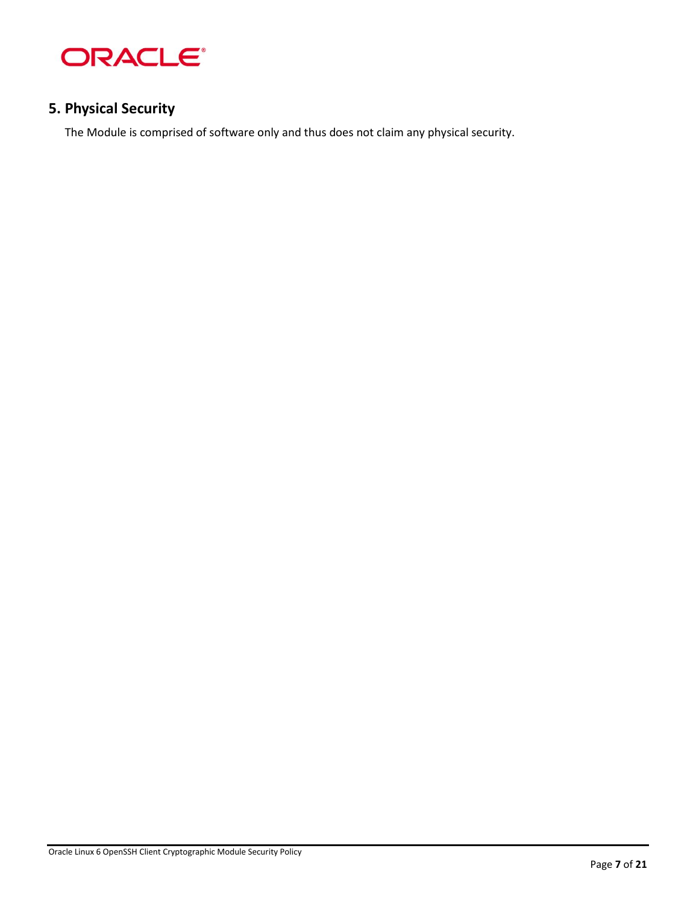## 5. Physical Security

The Module is comprised of software only and thus does not claim any physical security.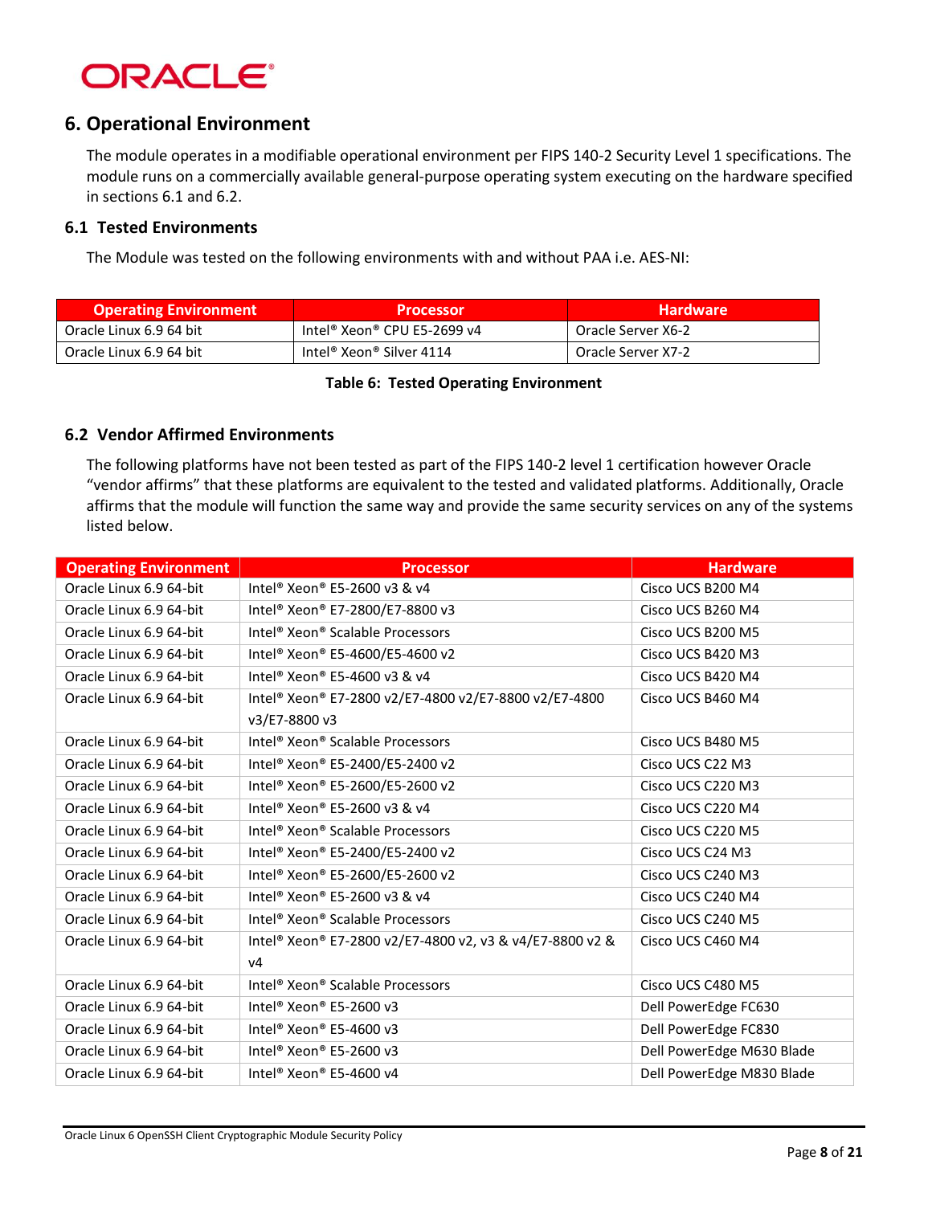## 6. Operational Environment

The module operates in a modifiable operational environment per FIPS 140-2 Security Level 1 specifications. The module runs on a commercially available general-purpose operating system executing on the hardware specified in sections 6.1 and 6.2.

### 6.1 Tested Environments

The Module was tested on the following environments with and without PAA i.e. AES-NI:

| Operating Environment | Processor | Hardware |
|---|---|---|
| Oracle Linux 6.9 64 bit | Intel® Xeon® CPU E5-2699 v4 | Oracle Server X6-2 |
| Oracle Linux 6.9 64 bit | Intel® Xeon® Silver 4114 | Oracle Server X7-2 |

**Table 6: Tested Operating Environment**

### 6.2 Vendor Affirmed Environments

The following platforms have not been tested as part of the FIPS 140-2 level 1 certification however Oracle "vendor affirms" that these platforms are equivalent to the tested and validated platforms. Additionally, Oracle affirms that the module will function the same way and provide the same security services on any of the systems listed below.

| Operating Environment | Processor | Hardware |
|---|---|---|
| Oracle Linux 6.9 64-bit | Intel® Xeon® E5-2600 v3 & v4 | Cisco UCS B200 M4 |
| Oracle Linux 6.9 64-bit | Intel® Xeon® E7-2800/E7-8800 v3 | Cisco UCS B260 M4 |
| Oracle Linux 6.9 64-bit | Intel® Xeon® Scalable Processors | Cisco UCS B200 M5 |
| Oracle Linux 6.9 64-bit | Intel® Xeon® E5-4600/E5-4600 v2 | Cisco UCS B420 M3 |
| Oracle Linux 6.9 64-bit | Intel® Xeon® E5-4600 v3 & v4 | Cisco UCS B420 M4 |
| Oracle Linux 6.9 64-bit | Intel® Xeon® E7-2800 v2/E7-4800 v2/E7-8800 v2/E7-4800 v3/E7-8800 v3 | Cisco UCS B460 M4 |
| Oracle Linux 6.9 64-bit | Intel® Xeon® Scalable Processors | Cisco UCS B480 M5 |
| Oracle Linux 6.9 64-bit | Intel® Xeon® E5-2400/E5-2400 v2 | Cisco UCS C22 M3 |
| Oracle Linux 6.9 64-bit | Intel® Xeon® E5-2600/E5-2600 v2 | Cisco UCS C220 M3 |
| Oracle Linux 6.9 64-bit | Intel® Xeon® E5-2600 v3 & v4 | Cisco UCS C220 M4 |
| Oracle Linux 6.9 64-bit | Intel® Xeon® Scalable Processors | Cisco UCS C220 M5 |
| Oracle Linux 6.9 64-bit | Intel® Xeon® E5-2400/E5-2400 v2 | Cisco UCS C24 M3 |
| Oracle Linux 6.9 64-bit | Intel® Xeon® E5-2600/E5-2600 v2 | Cisco UCS C240 M3 |
| Oracle Linux 6.9 64-bit | Intel® Xeon® E5-2600 v3 & v4 | Cisco UCS C240 M4 |
| Oracle Linux 6.9 64-bit | Intel® Xeon® Scalable Processors | Cisco UCS C240 M5 |
| Oracle Linux 6.9 64-bit | Intel® Xeon® E7-2800 v2/E7-4800 v2, v3 & v4/E7-8800 v2 & v4 | Cisco UCS C460 M4 |
| Oracle Linux 6.9 64-bit | Intel® Xeon® Scalable Processors | Cisco UCS C480 M5 |
| Oracle Linux 6.9 64-bit | Intel® Xeon® E5-2600 v3 | Dell PowerEdge FC630 |
| Oracle Linux 6.9 64-bit | Intel® Xeon® E5-4600 v3 | Dell PowerEdge FC830 |
| Oracle Linux 6.9 64-bit | Intel® Xeon® E5-2600 v3 | Dell PowerEdge M630 Blade |
| Oracle Linux 6.9 64-bit | Intel® Xeon® E5-4600 v4 | Dell PowerEdge M830 Blade |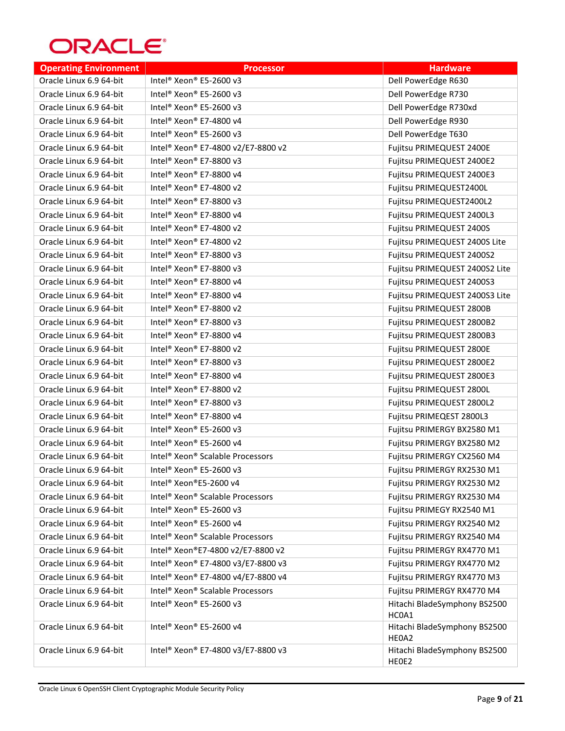| Operating Environment | Processor | Hardware |
|---|---|---|
| Oracle Linux 6.9 64-bit | Intel® Xeon® E5-2600 v3 | Dell PowerEdge R630 |
| Oracle Linux 6.9 64-bit | Intel® Xeon® E5-2600 v3 | Dell PowerEdge R730 |
| Oracle Linux 6.9 64-bit | Intel® Xeon® E5-2600 v3 | Dell PowerEdge R730xd |
| Oracle Linux 6.9 64-bit | Intel® Xeon® E7-4800 v4 | Dell PowerEdge R930 |
| Oracle Linux 6.9 64-bit | Intel® Xeon® E5-2600 v3 | Dell PowerEdge T630 |
| Oracle Linux 6.9 64-bit | Intel® Xeon® E7-4800 v2/E7-8800 v2 | Fujitsu PRIMEQUEST 2400E |
| Oracle Linux 6.9 64-bit | Intel® Xeon® E7-8800 v3 | Fujitsu PRIMEQUEST 2400E2 |
| Oracle Linux 6.9 64-bit | Intel® Xeon® E7-8800 v4 | Fujitsu PRIMEQUEST 2400E3 |
| Oracle Linux 6.9 64-bit | Intel® Xeon® E7-4800 v2 | Fujitsu PRIMEQUEST2400L |
| Oracle Linux 6.9 64-bit | Intel® Xeon® E7-8800 v3 | Fujitsu PRIMEQUEST2400L2 |
| Oracle Linux 6.9 64-bit | Intel® Xeon® E7-8800 v4 | Fujitsu PRIMEQUEST 2400L3 |
| Oracle Linux 6.9 64-bit | Intel® Xeon® E7-4800 v2 | Fujitsu PRIMEQUEST 2400S |
| Oracle Linux 6.9 64-bit | Intel® Xeon® E7-4800 v2 | Fujitsu PRIMEQUEST 2400S Lite |
| Oracle Linux 6.9 64-bit | Intel® Xeon® E7-8800 v3 | Fujitsu PRIMEQUEST 2400S2 |
| Oracle Linux 6.9 64-bit | Intel® Xeon® E7-8800 v3 | Fujitsu PRIMEQUEST 2400S2 Lite |
| Oracle Linux 6.9 64-bit | Intel® Xeon® E7-8800 v4 | Fujitsu PRIMEQUEST 2400S3 |
| Oracle Linux 6.9 64-bit | Intel® Xeon® E7-8800 v4 | Fujitsu PRIMEQUEST 2400S3 Lite |
| Oracle Linux 6.9 64-bit | Intel® Xeon® E7-8800 v2 | Fujitsu PRIMEQUEST 2800B |
| Oracle Linux 6.9 64-bit | Intel® Xeon® E7-8800 v3 | Fujitsu PRIMEQUEST 2800B2 |
| Oracle Linux 6.9 64-bit | Intel® Xeon® E7-8800 v4 | Fujitsu PRIMEQUEST 2800B3 |
| Oracle Linux 6.9 64-bit | Intel® Xeon® E7-8800 v2 | Fujitsu PRIMEQUEST 2800E |
| Oracle Linux 6.9 64-bit | Intel® Xeon® E7-8800 v3 | Fujitsu PRIMEQUEST 2800E2 |
| Oracle Linux 6.9 64-bit | Intel® Xeon® E7-8800 v4 | Fujitsu PRIMEQUEST 2800E3 |
| Oracle Linux 6.9 64-bit | Intel® Xeon® E7-8800 v2 | Fujitsu PRIMEQUEST 2800L |
| Oracle Linux 6.9 64-bit | Intel® Xeon® E7-8800 v3 | Fujitsu PRIMEQUEST 2800L2 |
| Oracle Linux 6.9 64-bit | Intel® Xeon® E7-8800 v4 | Fujitsu PRIMEQEST 2800L3 |
| Oracle Linux 6.9 64-bit | Intel® Xeon® E5-2600 v3 | Fujitsu PRIMERGY BX2580 M1 |
| Oracle Linux 6.9 64-bit | Intel® Xeon® E5-2600 v4 | Fujitsu PRIMERGY BX2580 M2 |
| Oracle Linux 6.9 64-bit | Intel® Xeon® Scalable Processors | Fujitsu PRIMERGY CX2560 M4 |
| Oracle Linux 6.9 64-bit | Intel® Xeon® E5-2600 v3 | Fujitsu PRIMERGY RX2530 M1 |
| Oracle Linux 6.9 64-bit | Intel® Xeon®E5-2600 v4 | Fujitsu PRIMERGY RX2530 M2 |
| Oracle Linux 6.9 64-bit | Intel® Xeon® Scalable Processors | Fujitsu PRIMERGY RX2530 M4 |
| Oracle Linux 6.9 64-bit | Intel® Xeon® E5-2600 v3 | Fujitsu PRIMEGY RX2540 M1 |
| Oracle Linux 6.9 64-bit | Intel® Xeon® E5-2600 v4 | Fujitsu PRIMERGY RX2540 M2 |
| Oracle Linux 6.9 64-bit | Intel® Xeon® Scalable Processors | Fujitsu PRIMERGY RX2540 M4 |
| Oracle Linux 6.9 64-bit | Intel® Xeon®E7-4800 v2/E7-8800 v2 | Fujitsu PRIMERGY RX4770 M1 |
| Oracle Linux 6.9 64-bit | Intel® Xeon® E7-4800 v3/E7-8800 v3 | Fujitsu PRIMERGY RX4770 M2 |
| Oracle Linux 6.9 64-bit | Intel® Xeon® E7-4800 v4/E7-8800 v4 | Fujitsu PRIMERGY RX4770 M3 |
| Oracle Linux 6.9 64-bit | Intel® Xeon® Scalable Processors | Fujitsu PRIMERGY RX4770 M4 |
| Oracle Linux 6.9 64-bit | Intel® Xeon® E5-2600 v3 | Hitachi BladeSymphony BS2500 HC0A1 |
| Oracle Linux 6.9 64-bit | Intel® Xeon® E5-2600 v4 | Hitachi BladeSymphony BS2500 HE0A2 |
| Oracle Linux 6.9 64-bit | Intel® Xeon® E7-4800 v3/E7-8800 v3 | Hitachi BladeSymphony BS2500 HE0E2 |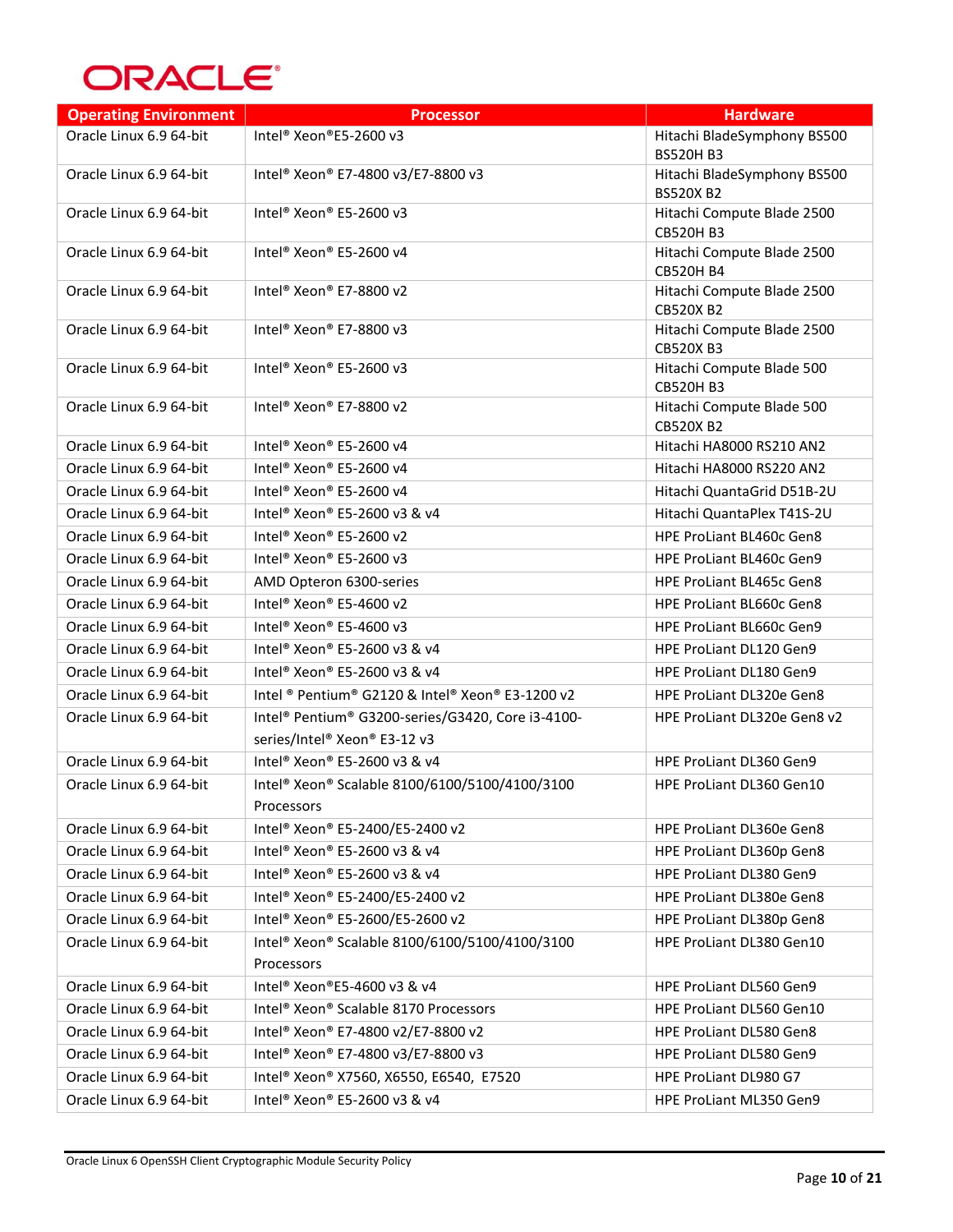| Operating Environment | Processor | Hardware |
|---|---|---|
| Oracle Linux 6.9 64-bit | Intel® Xeon®E5-2600 v3 | Hitachi BladeSymphony BS500 BS520H B3 |
| Oracle Linux 6.9 64-bit | Intel® Xeon® E7-4800 v3/E7-8800 v3 | Hitachi BladeSymphony BS500 BS520X B2 |
| Oracle Linux 6.9 64-bit | Intel® Xeon® E5-2600 v3 | Hitachi Compute Blade 2500 CB520H B3 |
| Oracle Linux 6.9 64-bit | Intel® Xeon® E5-2600 v4 | Hitachi Compute Blade 2500 CB520H B4 |
| Oracle Linux 6.9 64-bit | Intel® Xeon® E7-8800 v2 | Hitachi Compute Blade 2500 CB520X B2 |
| Oracle Linux 6.9 64-bit | Intel® Xeon® E7-8800 v3 | Hitachi Compute Blade 2500 CB520X B3 |
| Oracle Linux 6.9 64-bit | Intel® Xeon® E5-2600 v3 | Hitachi Compute Blade 500 CB520H B3 |
| Oracle Linux 6.9 64-bit | Intel® Xeon® E7-8800 v2 | Hitachi Compute Blade 500 CB520X B2 |
| Oracle Linux 6.9 64-bit | Intel® Xeon® E5-2600 v4 | Hitachi HA8000 RS210 AN2 |
| Oracle Linux 6.9 64-bit | Intel® Xeon® E5-2600 v4 | Hitachi HA8000 RS220 AN2 |
| Oracle Linux 6.9 64-bit | Intel® Xeon® E5-2600 v4 | Hitachi QuantaGrid D51B-2U |
| Oracle Linux 6.9 64-bit | Intel® Xeon® E5-2600 v3 & v4 | Hitachi QuantaPlex T41S-2U |
| Oracle Linux 6.9 64-bit | Intel® Xeon® E5-2600 v2 | HPE ProLiant BL460c Gen8 |
| Oracle Linux 6.9 64-bit | Intel® Xeon® E5-2600 v3 | HPE ProLiant BL460c Gen9 |
| Oracle Linux 6.9 64-bit | AMD Opteron 6300-series | HPE ProLiant BL465c Gen8 |
| Oracle Linux 6.9 64-bit | Intel® Xeon® E5-4600 v2 | HPE ProLiant BL660c Gen8 |
| Oracle Linux 6.9 64-bit | Intel® Xeon® E5-4600 v3 | HPE ProLiant BL660c Gen9 |
| Oracle Linux 6.9 64-bit | Intel® Xeon® E5-2600 v3 & v4 | HPE ProLiant DL120 Gen9 |
| Oracle Linux 6.9 64-bit | Intel® Xeon® E5-2600 v3 & v4 | HPE ProLiant DL180 Gen9 |
| Oracle Linux 6.9 64-bit | Intel ® Pentium® G2120 & Intel® Xeon® E3-1200 v2 | HPE ProLiant DL320e Gen8 |
| Oracle Linux 6.9 64-bit | Intel® Pentium® G3200-series/G3420, Core i3-4100-series/Intel® Xeon® E3-12 v3 | HPE ProLiant DL320e Gen8 v2 |
| Oracle Linux 6.9 64-bit | Intel® Xeon® E5-2600 v3 & v4 | HPE ProLiant DL360 Gen9 |
| Oracle Linux 6.9 64-bit | Intel® Xeon® Scalable 8100/6100/5100/4100/3100 Processors | HPE ProLiant DL360 Gen10 |
| Oracle Linux 6.9 64-bit | Intel® Xeon® E5-2400/E5-2400 v2 | HPE ProLiant DL360e Gen8 |
| Oracle Linux 6.9 64-bit | Intel® Xeon® E5-2600 v3 & v4 | HPE ProLiant DL360p Gen8 |
| Oracle Linux 6.9 64-bit | Intel® Xeon® E5-2600 v3 & v4 | HPE ProLiant DL380 Gen9 |
| Oracle Linux 6.9 64-bit | Intel® Xeon® E5-2400/E5-2400 v2 | HPE ProLiant DL380e Gen8 |
| Oracle Linux 6.9 64-bit | Intel® Xeon® E5-2600/E5-2600 v2 | HPE ProLiant DL380p Gen8 |
| Oracle Linux 6.9 64-bit | Intel® Xeon® Scalable 8100/6100/5100/4100/3100 Processors | HPE ProLiant DL380 Gen10 |
| Oracle Linux 6.9 64-bit | Intel® Xeon®E5-4600 v3 & v4 | HPE ProLiant DL560 Gen9 |
| Oracle Linux 6.9 64-bit | Intel® Xeon® Scalable 8170 Processors | HPE ProLiant DL560 Gen10 |
| Oracle Linux 6.9 64-bit | Intel® Xeon® E7-4800 v2/E7-8800 v2 | HPE ProLiant DL580 Gen8 |
| Oracle Linux 6.9 64-bit | Intel® Xeon® E7-4800 v3/E7-8800 v3 | HPE ProLiant DL580 Gen9 |
| Oracle Linux 6.9 64-bit | Intel® Xeon® X7560, X6550, E6540, E7520 | HPE ProLiant DL980 G7 |
| Oracle Linux 6.9 64-bit | Intel® Xeon® E5-2600 v3 & v4 | HPE ProLiant ML350 Gen9 |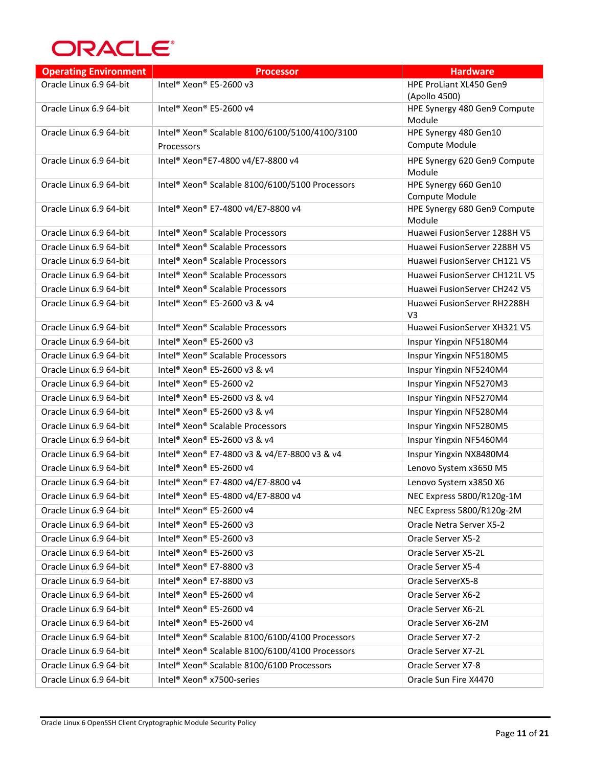| Operating Environment | Processor | Hardware |
|---|---|---|
| Oracle Linux 6.9 64-bit | Intel® Xeon® E5-2600 v3 | HPE ProLiant XL450 Gen9 (Apollo 4500) |
| Oracle Linux 6.9 64-bit | Intel® Xeon® E5-2600 v4 | HPE Synergy 480 Gen9 Compute Module |
| Oracle Linux 6.9 64-bit | Intel® Xeon® Scalable 8100/6100/5100/4100/3100 Processors | HPE Synergy 480 Gen10 Compute Module |
| Oracle Linux 6.9 64-bit | Intel® Xeon®E7-4800 v4/E7-8800 v4 | HPE Synergy 620 Gen9 Compute Module |
| Oracle Linux 6.9 64-bit | Intel® Xeon® Scalable 8100/6100/5100 Processors | HPE Synergy 660 Gen10 Compute Module |
| Oracle Linux 6.9 64-bit | Intel® Xeon® E7-4800 v4/E7-8800 v4 | HPE Synergy 680 Gen9 Compute Module |
| Oracle Linux 6.9 64-bit | Intel® Xeon® Scalable Processors | Huawei FusionServer 1288H V5 |
| Oracle Linux 6.9 64-bit | Intel® Xeon® Scalable Processors | Huawei FusionServer 2288H V5 |
| Oracle Linux 6.9 64-bit | Intel® Xeon® Scalable Processors | Huawei FusionServer CH121 V5 |
| Oracle Linux 6.9 64-bit | Intel® Xeon® Scalable Processors | Huawei FusionServer CH121L V5 |
| Oracle Linux 6.9 64-bit | Intel® Xeon® Scalable Processors | Huawei FusionServer CH242 V5 |
| Oracle Linux 6.9 64-bit | Intel® Xeon® E5-2600 v3 & v4 | Huawei FusionServer RH2288H V3 |
| Oracle Linux 6.9 64-bit | Intel® Xeon® Scalable Processors | Huawei FusionServer XH321 V5 |
| Oracle Linux 6.9 64-bit | Intel® Xeon® E5-2600 v3 | Inspur Yingxin NF5180M4 |
| Oracle Linux 6.9 64-bit | Intel® Xeon® Scalable Processors | Inspur Yingxin NF5180M5 |
| Oracle Linux 6.9 64-bit | Intel® Xeon® E5-2600 v3 & v4 | Inspur Yingxin NF5240M4 |
| Oracle Linux 6.9 64-bit | Intel® Xeon® E5-2600 v2 | Inspur Yingxin NF5270M3 |
| Oracle Linux 6.9 64-bit | Intel® Xeon® E5-2600 v3 & v4 | Inspur Yingxin NF5270M4 |
| Oracle Linux 6.9 64-bit | Intel® Xeon® E5-2600 v3 & v4 | Inspur Yingxin NF5280M4 |
| Oracle Linux 6.9 64-bit | Intel® Xeon® Scalable Processors | Inspur Yingxin NF5280M5 |
| Oracle Linux 6.9 64-bit | Intel® Xeon® E5-2600 v3 & v4 | Inspur Yingxin NF5460M4 |
| Oracle Linux 6.9 64-bit | Intel® Xeon® E7-4800 v3 & v4/E7-8800 v3 & v4 | Inspur Yingxin NX8480M4 |
| Oracle Linux 6.9 64-bit | Intel® Xeon® E5-2600 v4 | Lenovo System x3650 M5 |
| Oracle Linux 6.9 64-bit | Intel® Xeon® E7-4800 v4/E7-8800 v4 | Lenovo System x3850 X6 |
| Oracle Linux 6.9 64-bit | Intel® Xeon® E5-4800 v4/E7-8800 v4 | NEC Express 5800/R120g-1M |
| Oracle Linux 6.9 64-bit | Intel® Xeon® E5-2600 v4 | NEC Express 5800/R120g-2M |
| Oracle Linux 6.9 64-bit | Intel® Xeon® E5-2600 v3 | Oracle Netra Server X5-2 |
| Oracle Linux 6.9 64-bit | Intel® Xeon® E5-2600 v3 | Oracle Server X5-2 |
| Oracle Linux 6.9 64-bit | Intel® Xeon® E5-2600 v3 | Oracle Server X5-2L |
| Oracle Linux 6.9 64-bit | Intel® Xeon® E7-8800 v3 | Oracle Server X5-4 |
| Oracle Linux 6.9 64-bit | Intel® Xeon® E7-8800 v3 | Oracle ServerX5-8 |
| Oracle Linux 6.9 64-bit | Intel® Xeon® E5-2600 v4 | Oracle Server X6-2 |
| Oracle Linux 6.9 64-bit | Intel® Xeon® E5-2600 v4 | Oracle Server X6-2L |
| Oracle Linux 6.9 64-bit | Intel® Xeon® E5-2600 v4 | Oracle Server X6-2M |
| Oracle Linux 6.9 64-bit | Intel® Xeon® Scalable 8100/6100/4100 Processors | Oracle Server X7-2 |
| Oracle Linux 6.9 64-bit | Intel® Xeon® Scalable 8100/6100/4100 Processors | Oracle Server X7-2L |
| Oracle Linux 6.9 64-bit | Intel® Xeon® Scalable 8100/6100 Processors | Oracle Server X7-8 |
| Oracle Linux 6.9 64-bit | Intel® Xeon® x7500-series | Oracle Sun Fire X4470 |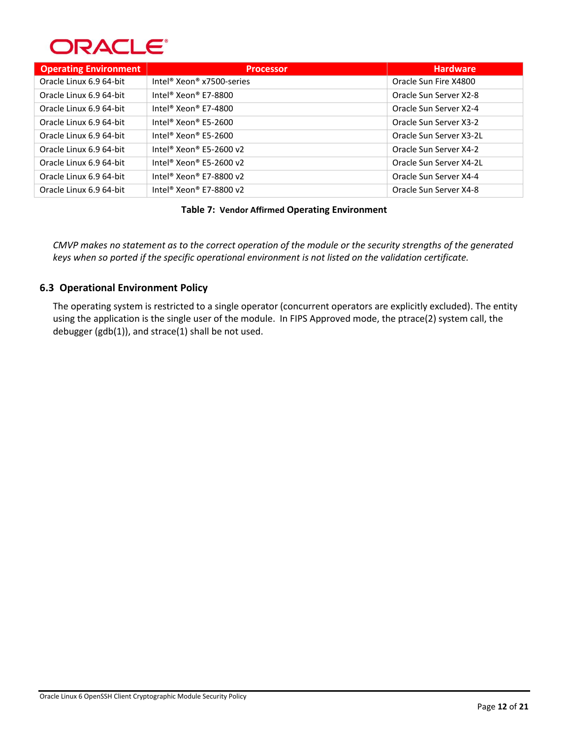| Operating Environment | Processor | Hardware |
|---|---|---|
| Oracle Linux 6.9 64-bit | Intel® Xeon® x7500-series | Oracle Sun Fire X4800 |
| Oracle Linux 6.9 64-bit | Intel® Xeon® E7-8800 | Oracle Sun Server X2-8 |
| Oracle Linux 6.9 64-bit | Intel® Xeon® E7-4800 | Oracle Sun Server X2-4 |
| Oracle Linux 6.9 64-bit | Intel® Xeon® E5-2600 | Oracle Sun Server X3-2 |
| Oracle Linux 6.9 64-bit | Intel® Xeon® E5-2600 | Oracle Sun Server X3-2L |
| Oracle Linux 6.9 64-bit | Intel® Xeon® E5-2600 v2 | Oracle Sun Server X4-2 |
| Oracle Linux 6.9 64-bit | Intel® Xeon® E5-2600 v2 | Oracle Sun Server X4-2L |
| Oracle Linux 6.9 64-bit | Intel® Xeon® E7-8800 v2 | Oracle Sun Server X4-4 |
| Oracle Linux 6.9 64-bit | Intel® Xeon® E7-8800 v2 | Oracle Sun Server X4-8 |

**Table 7: Vendor Affirmed Operating Environment**

*CMVP makes no statement as to the correct operation of the module or the security strengths of the generated keys when so ported if the specific operational environment is not listed on the validation certificate.*

## 6.3 Operational Environment Policy

The operating system is restricted to a single operator (concurrent operators are explicitly excluded). The entity using the application is the single user of the module. In FIPS Approved mode, the ptrace(2) system call, the debugger (gdb(1)), and strace(1) shall be not used.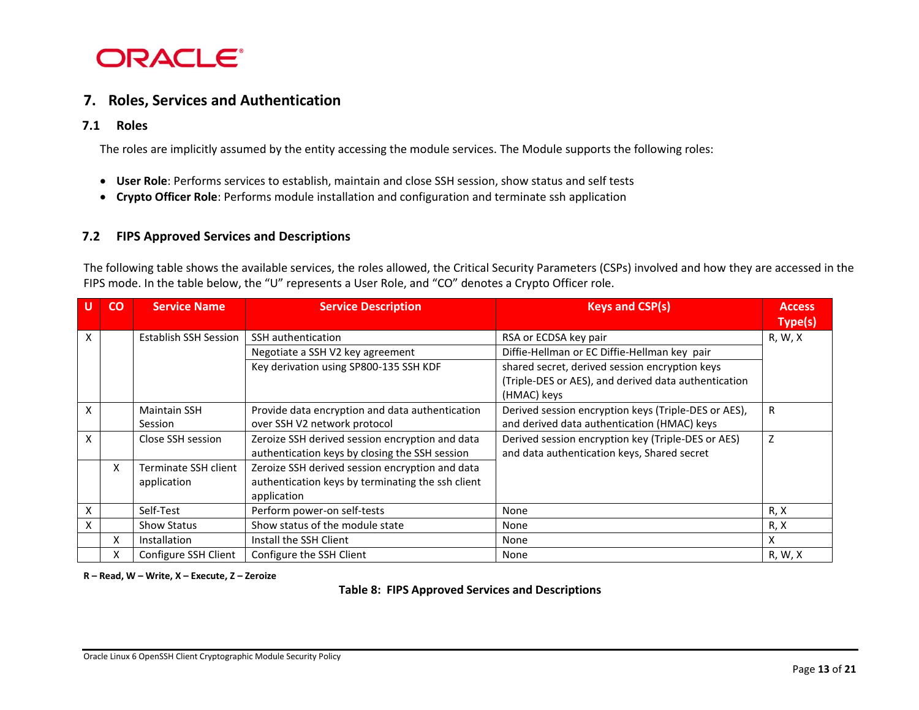## 7. Roles, Services and Authentication

### 7.1 Roles

The roles are implicitly assumed by the entity accessing the module services. The Module supports the following roles:

- **User Role**: Performs services to establish, maintain and close SSH session, show status and self tests
- **Crypto Officer Role**: Performs module installation and configuration and terminate ssh application

### 7.2 FIPS Approved Services and Descriptions

The following table shows the available services, the roles allowed, the Critical Security Parameters (CSPs) involved and how they are accessed in the FIPS mode. In the table below, the "U" represents a User Role, and "CO" denotes a Crypto Officer role.

| U | CO | Service Name | Service Description | Keys and CSP(s) | Access Type(s) |
|---|---|---|---|---|---|
| X | | Establish SSH Session | SSH authentication | RSA or ECDSA key pair | R, W, X |
| | | | Negotiate a SSH V2 key agreement | Diffie-Hellman or EC Diffie-Hellman key pair | |
| | | | Key derivation using SP800-135 SSH KDF | shared secret, derived session encryption keys (Triple-DES or AES), and derived data authentication (HMAC) keys | |
| X | | Maintain SSH Session | Provide data encryption and data authentication over SSH V2 network protocol | Derived session encryption keys (Triple-DES or AES), and derived data authentication (HMAC) keys | R |
| X | | Close SSH session | Zeroize SSH derived session encryption and data authentication keys by closing the SSH session | Derived session encryption key (Triple-DES or AES) and data authentication keys, Shared secret | Z |
| | X | Terminate SSH client application | Zeroize SSH derived session encryption and data authentication keys by terminating the ssh client application | | |
| X | | Self-Test | Perform power-on self-tests | None | R, X |
| X | | Show Status | Show status of the module state | None | R, X |
| | X | Installation | Install the SSH Client | None | X |
| | X | Configure SSH Client | Configure the SSH Client | None | R, W, X |

**R – Read, W – Write, X – Execute, Z – Zeroize**

**Table 8: FIPS Approved Services and Descriptions**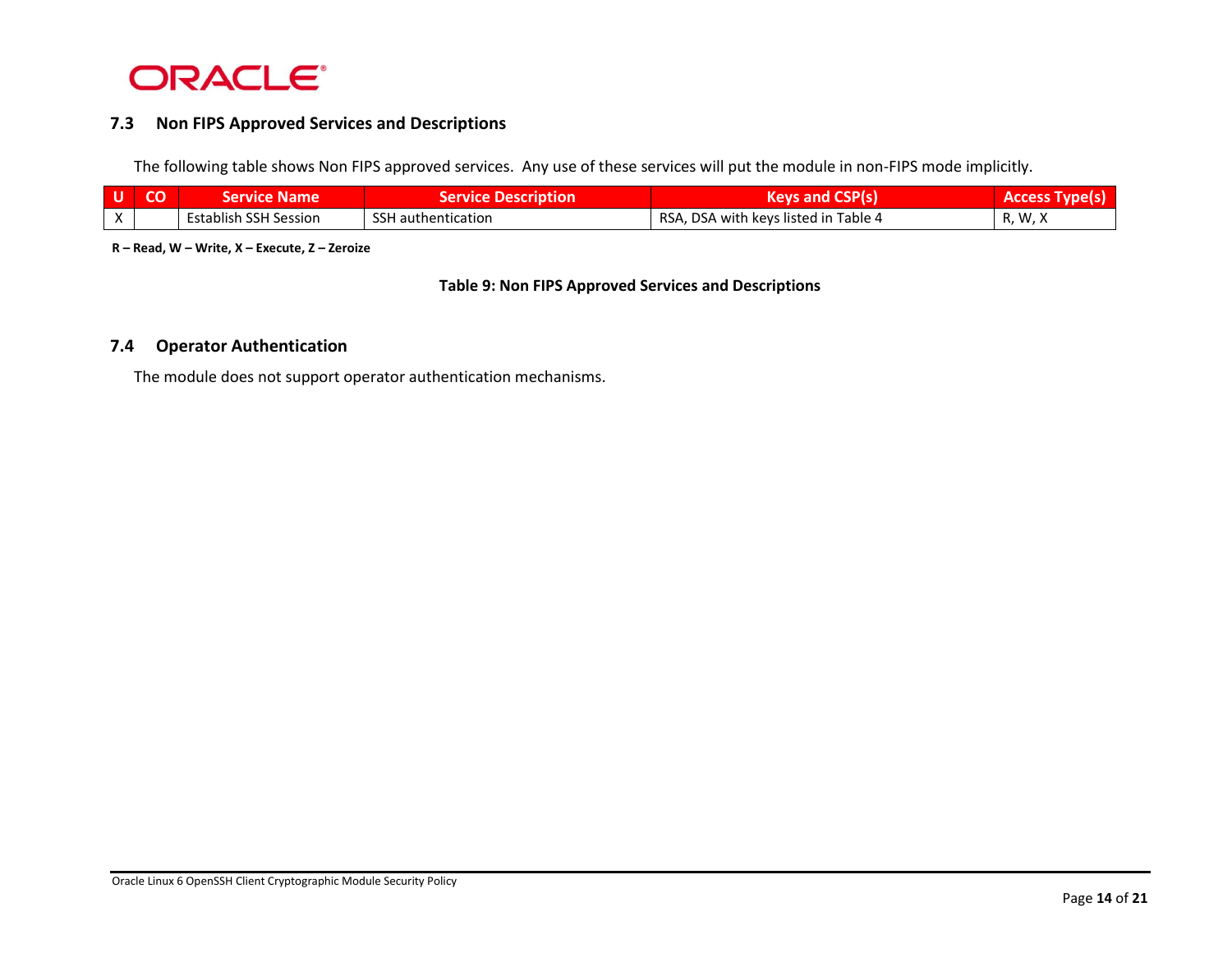### 7.3 Non FIPS Approved Services and Descriptions

The following table shows Non FIPS approved services. Any use of these services will put the module in non-FIPS mode implicitly.

| U | CO | Service Name | Service Description | Keys and CSP(s) | Access Type(s) |
|---|---|---|---|---|---|
| X | | Establish SSH Session | SSH authentication | RSA, DSA with keys listed in Table 4 | R, W, X |

**R – Read, W – Write, X – Execute, Z – Zeroize**

**Table 9: Non FIPS Approved Services and Descriptions**

### 7.4 Operator Authentication

The module does not support operator authentication mechanisms.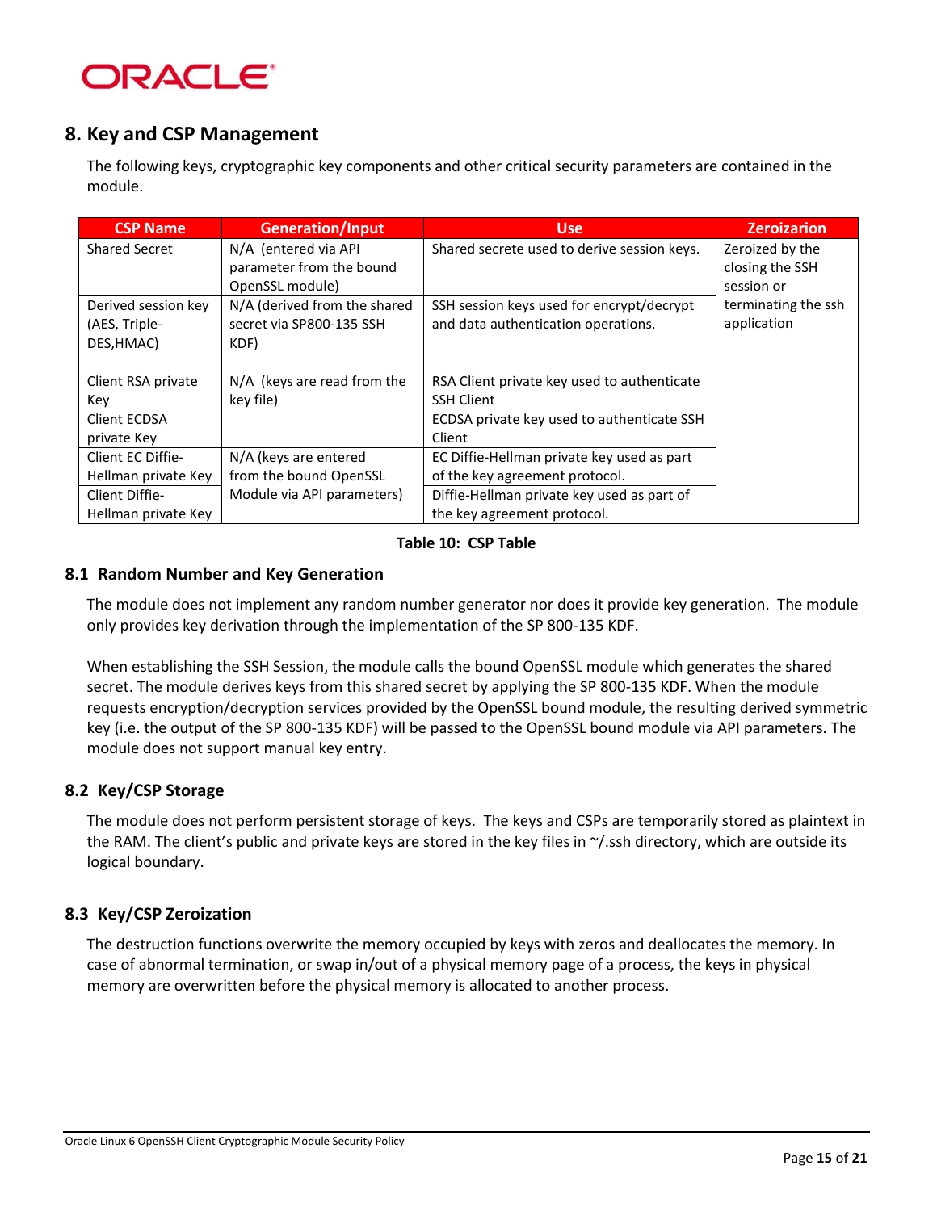## 8. Key and CSP Management

The following keys, cryptographic key components and other critical security parameters are contained in the module.

| CSP Name | Generation/Input | Use | Zeroizarion |
|---|---|---|---|
| Shared Secret | N/A (entered via API parameter from the bound OpenSSL module) | Shared secrete used to derive session keys. | Zeroized by the closing the SSH session or terminating the ssh application |
| Derived session key (AES, Triple-DES,HMAC) | N/A (derived from the shared secret via SP800-135 SSH KDF) | SSH session keys used for encrypt/decrypt and data authentication operations. | |
| Client RSA private Key | N/A (keys are read from the key file) | RSA Client private key used to authenticate SSH Client | |
| Client ECDSA private Key | | ECDSA private key used to authenticate SSH Client | |
| Client EC Diffie-Hellman private Key | N/A (keys are entered from the bound OpenSSL Module via API parameters) | EC Diffie-Hellman private key used as part of the key agreement protocol. | |
| Client Diffie-Hellman private Key | | Diffie-Hellman private key used as part of the key agreement protocol. | |

**Table 10: CSP Table**

### 8.1 Random Number and Key Generation

The module does not implement any random number generator nor does it provide key generation. The module only provides key derivation through the implementation of the SP 800-135 KDF.

When establishing the SSH Session, the module calls the bound OpenSSL module which generates the shared secret. The module derives keys from this shared secret by applying the SP 800-135 KDF. When the module requests encryption/decryption services provided by the OpenSSL bound module, the resulting derived symmetric key (i.e. the output of the SP 800-135 KDF) will be passed to the OpenSSL bound module via API parameters. The module does not support manual key entry.

### 8.2 Key/CSP Storage

The module does not perform persistent storage of keys. The keys and CSPs are temporarily stored as plaintext in the RAM. The client's public and private keys are stored in the key files in ~/.ssh directory, which are outside its logical boundary.

### 8.3 Key/CSP Zeroization

The destruction functions overwrite the memory occupied by keys with zeros and deallocates the memory. In case of abnormal termination, or swap in/out of a physical memory page of a process, the keys in physical memory are overwritten before the physical memory is allocated to another process.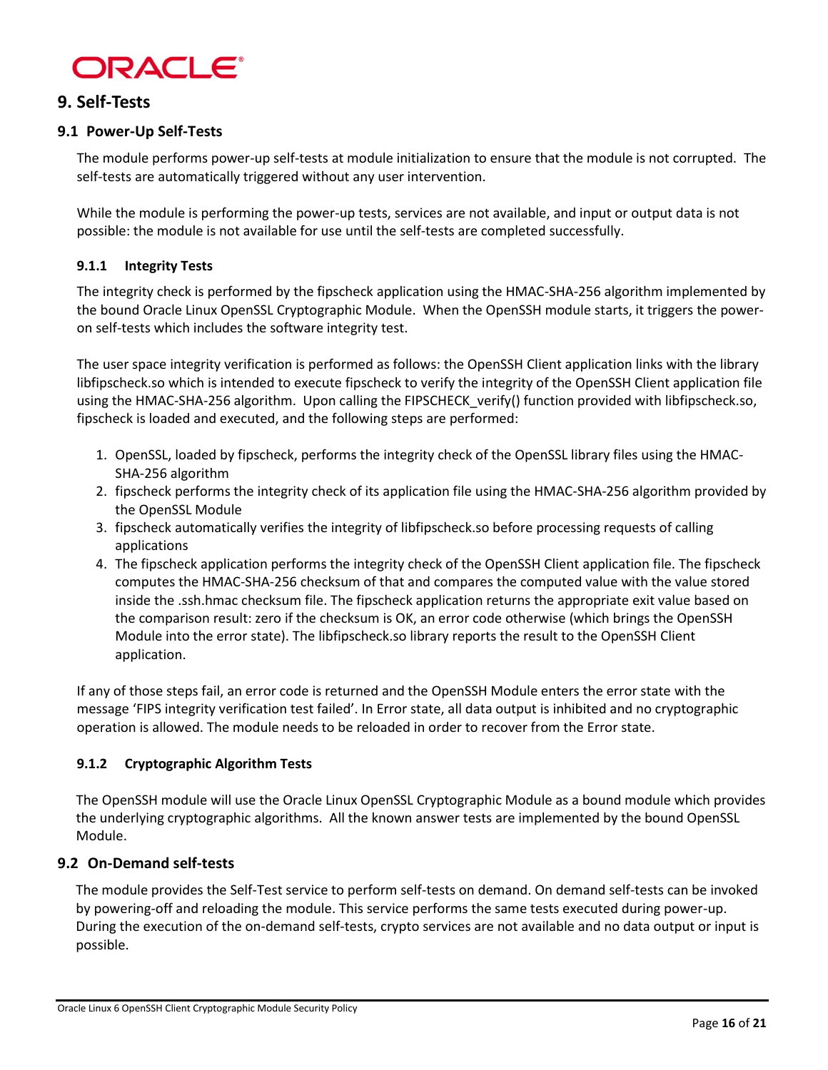# 9. Self-Tests

## 9.1 Power-Up Self-Tests

The module performs power-up self-tests at module initialization to ensure that the module is not corrupted. The self-tests are automatically triggered without any user intervention.

While the module is performing the power-up tests, services are not available, and input or output data is not possible: the module is not available for use until the self-tests are completed successfully.

### 9.1.1 Integrity Tests

The integrity check is performed by the fipscheck application using the HMAC-SHA-256 algorithm implemented by the bound Oracle Linux OpenSSL Cryptographic Module. When the OpenSSH module starts, it triggers the power-on self-tests which includes the software integrity test.

The user space integrity verification is performed as follows: the OpenSSH Client application links with the library libfipscheck.so which is intended to execute fipscheck to verify the integrity of the OpenSSH Client application file using the HMAC-SHA-256 algorithm. Upon calling the FIPSCHECK_verify() function provided with libfipscheck.so, fipscheck is loaded and executed, and the following steps are performed:

1. OpenSSL, loaded by fipscheck, performs the integrity check of the OpenSSL library files using the HMAC-SHA-256 algorithm
2. fipscheck performs the integrity check of its application file using the HMAC-SHA-256 algorithm provided by the OpenSSL Module
3. fipscheck automatically verifies the integrity of libfipscheck.so before processing requests of calling applications
4. The fipscheck application performs the integrity check of the OpenSSH Client application file. The fipscheck computes the HMAC-SHA-256 checksum of that and compares the computed value with the value stored inside the .ssh.hmac checksum file. The fipscheck application returns the appropriate exit value based on the comparison result: zero if the checksum is OK, an error code otherwise (which brings the OpenSSH Module into the error state). The libfipscheck.so library reports the result to the OpenSSH Client application.

If any of those steps fail, an error code is returned and the OpenSSH Module enters the error state with the message 'FIPS integrity verification test failed'. In Error state, all data output is inhibited and no cryptographic operation is allowed. The module needs to be reloaded in order to recover from the Error state.

### 9.1.2 Cryptographic Algorithm Tests

The OpenSSH module will use the Oracle Linux OpenSSL Cryptographic Module as a bound module which provides the underlying cryptographic algorithms. All the known answer tests are implemented by the bound OpenSSL Module.

## 9.2 On-Demand self-tests

The module provides the Self-Test service to perform self-tests on demand. On demand self-tests can be invoked by powering-off and reloading the module. This service performs the same tests executed during power-up. During the execution of the on-demand self-tests, crypto services are not available and no data output or input is possible.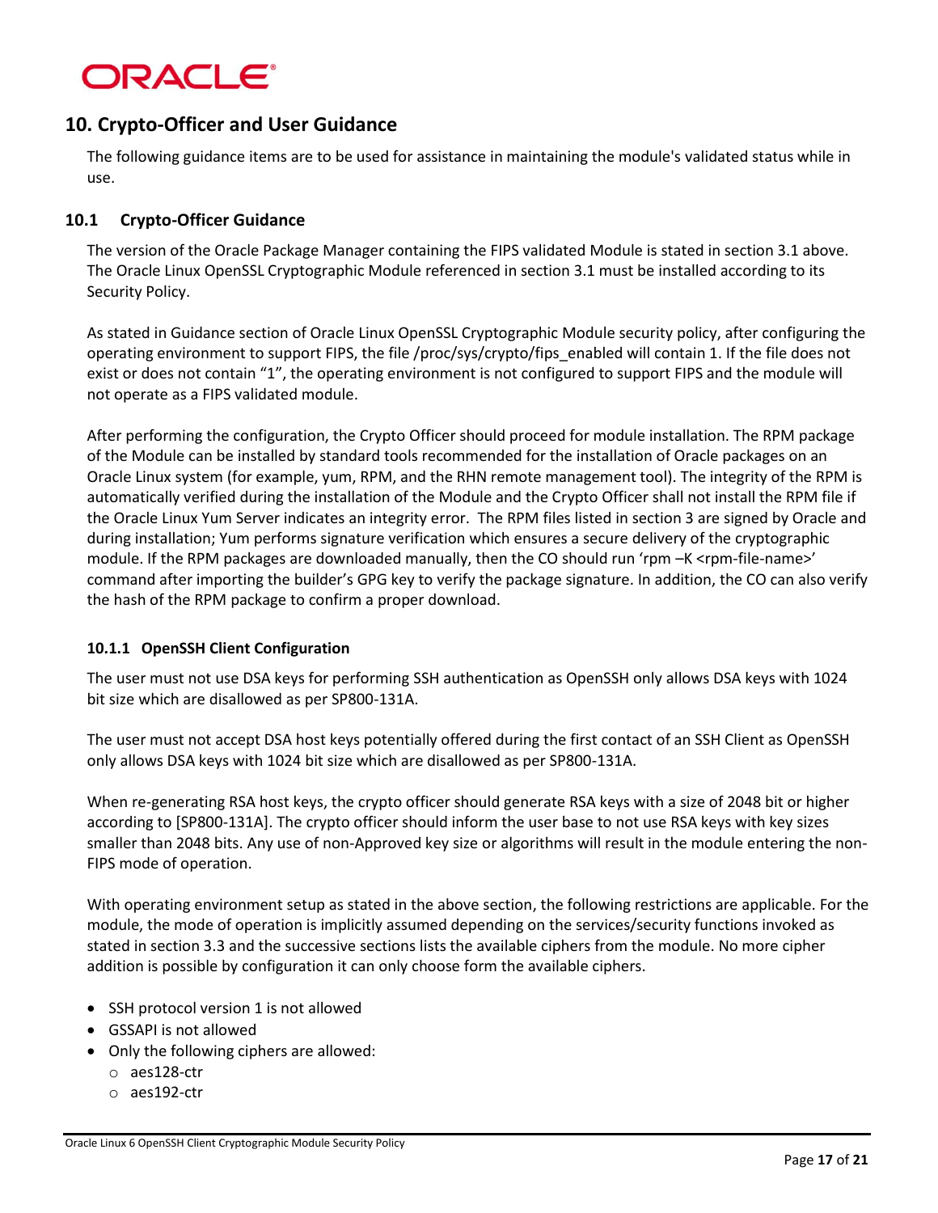## 10. Crypto-Officer and User Guidance

The following guidance items are to be used for assistance in maintaining the module's validated status while in use.

### 10.1 Crypto-Officer Guidance

The version of the Oracle Package Manager containing the FIPS validated Module is stated in section 3.1 above. The Oracle Linux OpenSSL Cryptographic Module referenced in section 3.1 must be installed according to its Security Policy.

As stated in Guidance section of Oracle Linux OpenSSL Cryptographic Module security policy, after configuring the operating environment to support FIPS, the file /proc/sys/crypto/fips_enabled will contain 1. If the file does not exist or does not contain "1", the operating environment is not configured to support FIPS and the module will not operate as a FIPS validated module.

After performing the configuration, the Crypto Officer should proceed for module installation. The RPM package of the Module can be installed by standard tools recommended for the installation of Oracle packages on an Oracle Linux system (for example, yum, RPM, and the RHN remote management tool). The integrity of the RPM is automatically verified during the installation of the Module and the Crypto Officer shall not install the RPM file if the Oracle Linux Yum Server indicates an integrity error. The RPM files listed in section 3 are signed by Oracle and during installation; Yum performs signature verification which ensures a secure delivery of the cryptographic module. If the RPM packages are downloaded manually, then the CO should run 'rpm –K <rpm-file-name>' command after importing the builder's GPG key to verify the package signature. In addition, the CO can also verify the hash of the RPM package to confirm a proper download.

#### 10.1.1 OpenSSH Client Configuration

The user must not use DSA keys for performing SSH authentication as OpenSSH only allows DSA keys with 1024 bit size which are disallowed as per SP800-131A.

The user must not accept DSA host keys potentially offered during the first contact of an SSH Client as OpenSSH only allows DSA keys with 1024 bit size which are disallowed as per SP800-131A.

When re-generating RSA host keys, the crypto officer should generate RSA keys with a size of 2048 bit or higher according to [SP800-131A]. The crypto officer should inform the user base to not use RSA keys with key sizes smaller than 2048 bits. Any use of non-Approved key size or algorithms will result in the module entering the non-FIPS mode of operation.

With operating environment setup as stated in the above section, the following restrictions are applicable. For the module, the mode of operation is implicitly assumed depending on the services/security functions invoked as stated in section 3.3 and the successive sections lists the available ciphers from the module. No more cipher addition is possible by configuration it can only choose form the available ciphers.

- SSH protocol version 1 is not allowed
- GSSAPI is not allowed
- Only the following ciphers are allowed:
  - aes128-ctr
  - aes192-ctr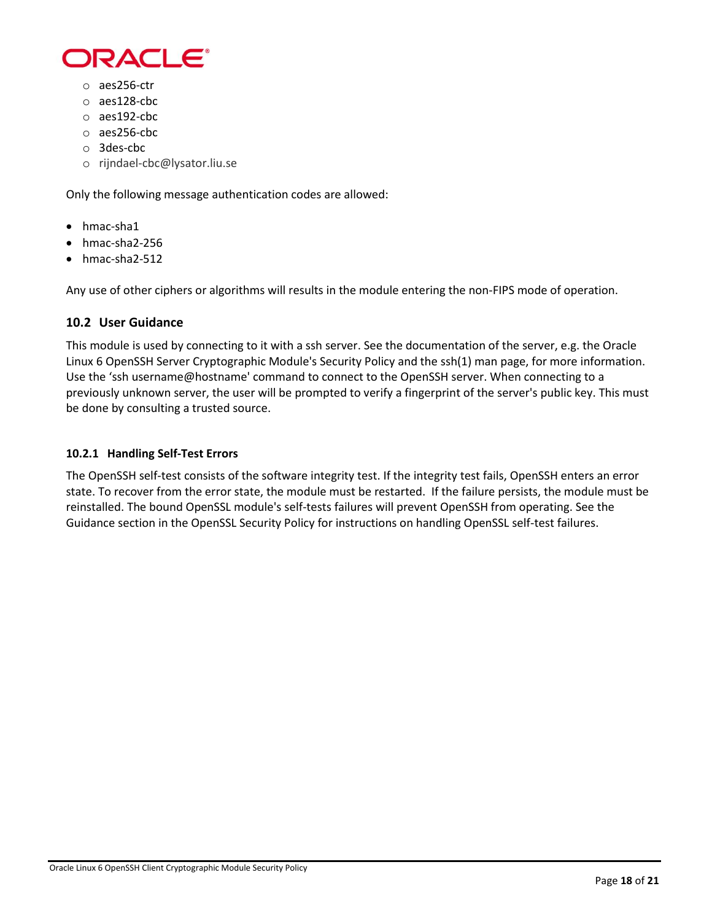- aes256-ctr
- aes128-cbc
- aes192-cbc
- aes256-cbc
- 3des-cbc
- rijndael-cbc@lysator.liu.se

Only the following message authentication codes are allowed:

- hmac-sha1
- hmac-sha2-256
- hmac-sha2-512

Any use of other ciphers or algorithms will results in the module entering the non-FIPS mode of operation.

## 10.2 User Guidance

This module is used by connecting to it with a ssh server. See the documentation of the server, e.g. the Oracle Linux 6 OpenSSH Server Cryptographic Module's Security Policy and the ssh(1) man page, for more information. Use the 'ssh username@hostname' command to connect to the OpenSSH server. When connecting to a previously unknown server, the user will be prompted to verify a fingerprint of the server's public key. This must be done by consulting a trusted source.

### 10.2.1 Handling Self-Test Errors

The OpenSSH self-test consists of the software integrity test. If the integrity test fails, OpenSSH enters an error state. To recover from the error state, the module must be restarted. If the failure persists, the module must be reinstalled. The bound OpenSSL module's self-tests failures will prevent OpenSSH from operating. See the Guidance section in the OpenSSL Security Policy for instructions on handling OpenSSL self-test failures.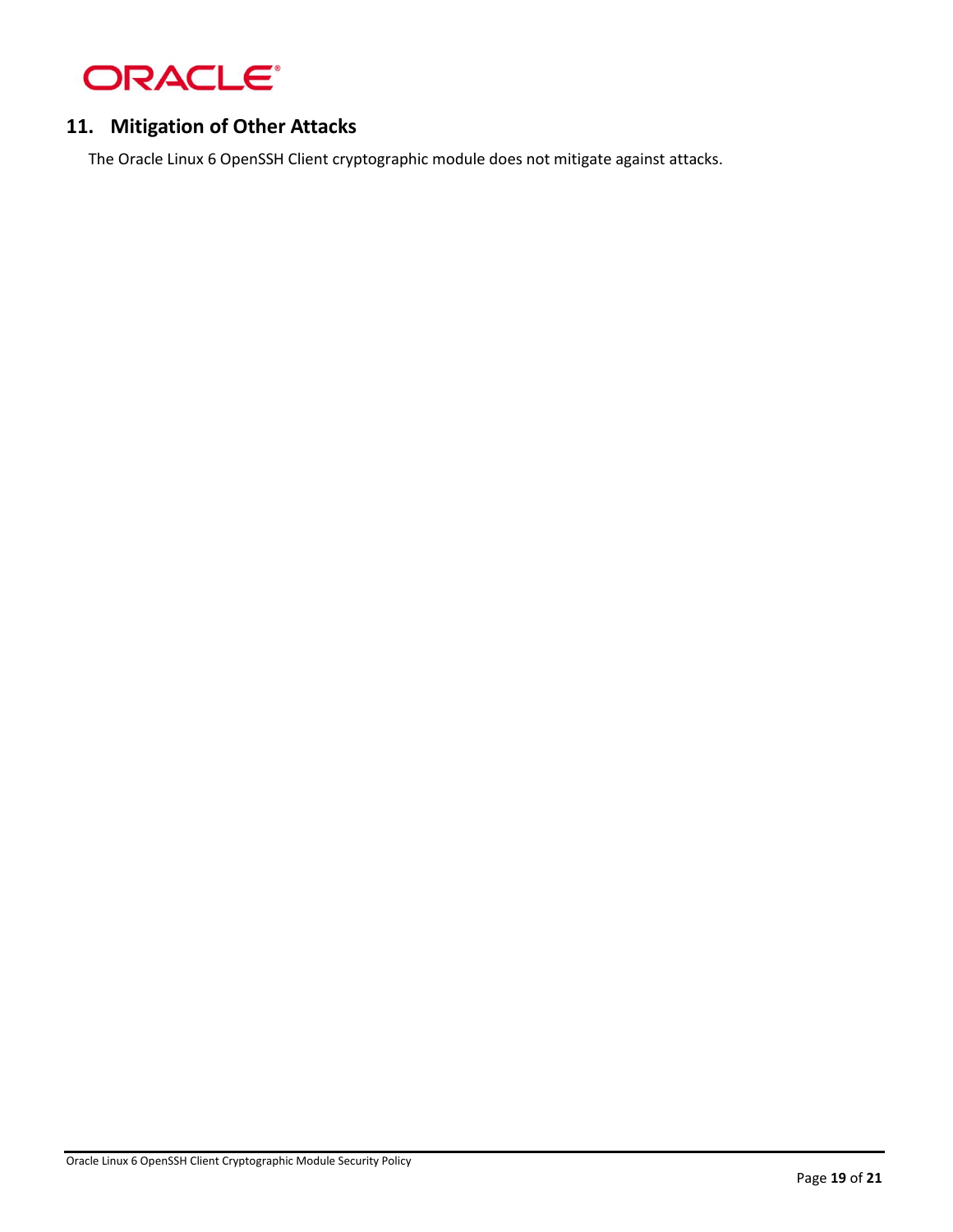## 11. Mitigation of Other Attacks

The Oracle Linux 6 OpenSSH Client cryptographic module does not mitigate against attacks.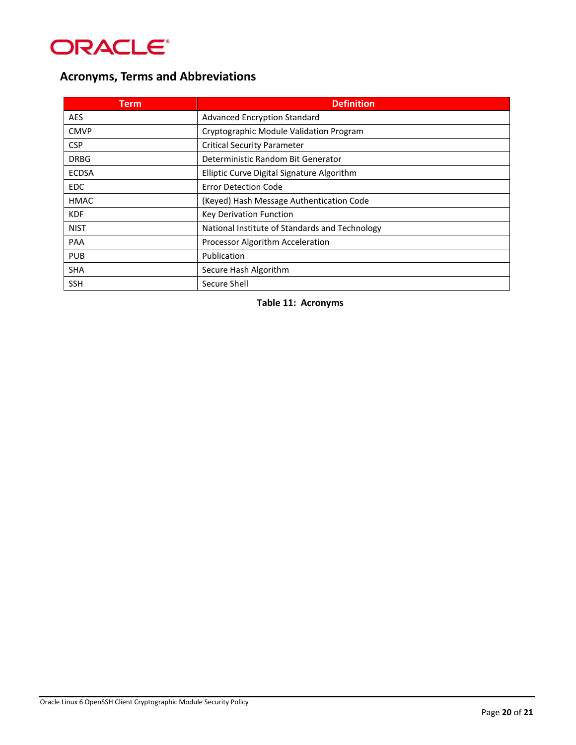## Acronyms, Terms and Abbreviations

| Term | Definition |
|---|---|
| AES | Advanced Encryption Standard |
| CMVP | Cryptographic Module Validation Program |
| CSP | Critical Security Parameter |
| DRBG | Deterministic Random Bit Generator |
| ECDSA | Elliptic Curve Digital Signature Algorithm |
| EDC | Error Detection Code |
| HMAC | (Keyed) Hash Message Authentication Code |
| KDF | Key Derivation Function |
| NIST | National Institute of Standards and Technology |
| PAA | Processor Algorithm Acceleration |
| PUB | Publication |
| SHA | Secure Hash Algorithm |
| SSH | Secure Shell |

**Table 11: Acronyms**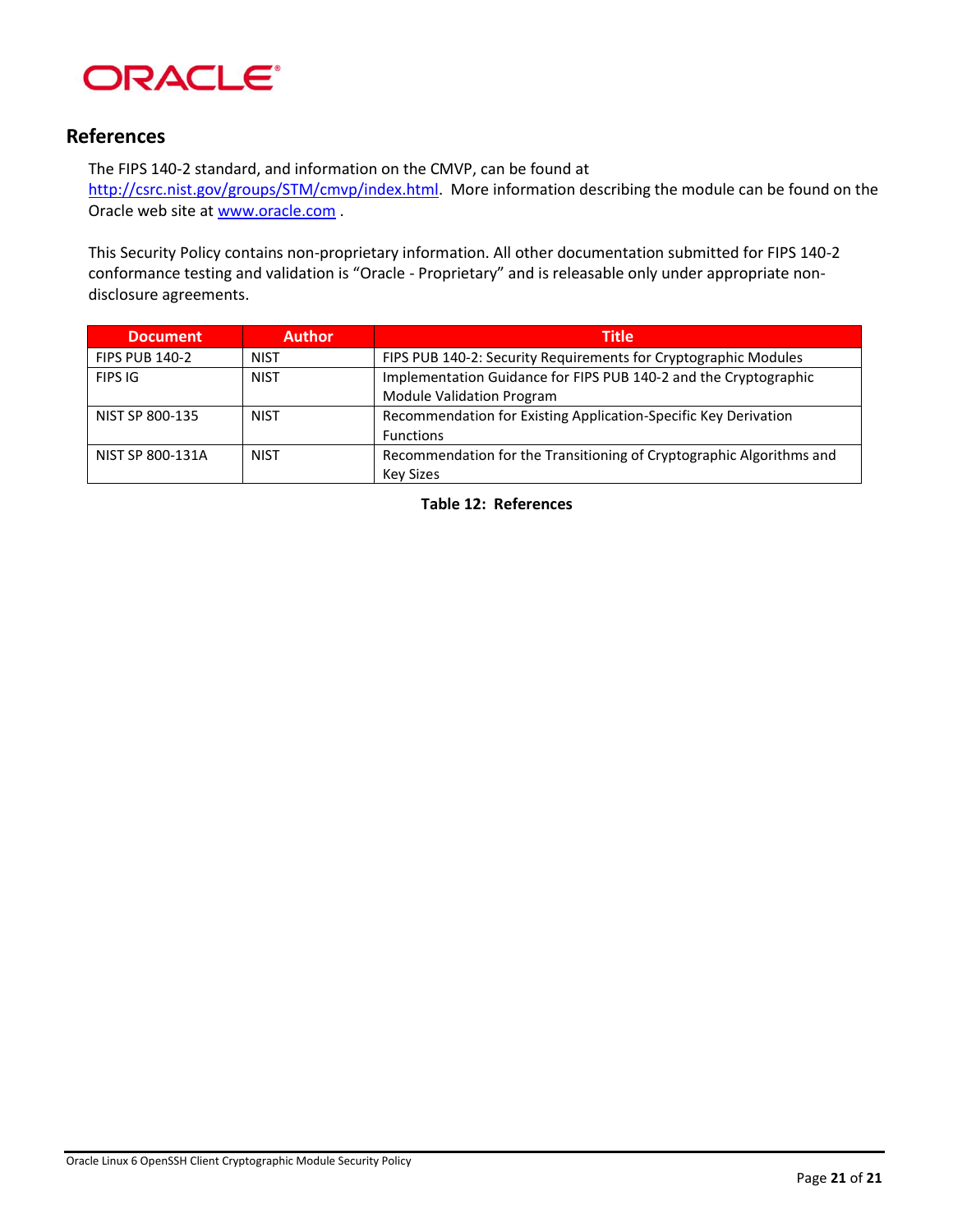## References

The FIPS 140-2 standard, and information on the CMVP, can be found at http://csrc.nist.gov/groups/STM/cmvp/index.html. More information describing the module can be found on the Oracle web site at www.oracle.com .

This Security Policy contains non-proprietary information. All other documentation submitted for FIPS 140-2 conformance testing and validation is "Oracle - Proprietary" and is releasable only under appropriate non-disclosure agreements.

| Document | Author | Title |
|---|---|---|
| FIPS PUB 140-2 | NIST | FIPS PUB 140-2: Security Requirements for Cryptographic Modules |
| FIPS IG | NIST | Implementation Guidance for FIPS PUB 140-2 and the Cryptographic Module Validation Program |
| NIST SP 800-135 | NIST | Recommendation for Existing Application-Specific Key Derivation Functions |
| NIST SP 800-131A | NIST | Recommendation for the Transitioning of Cryptographic Algorithms and Key Sizes |

**Table 12: References**